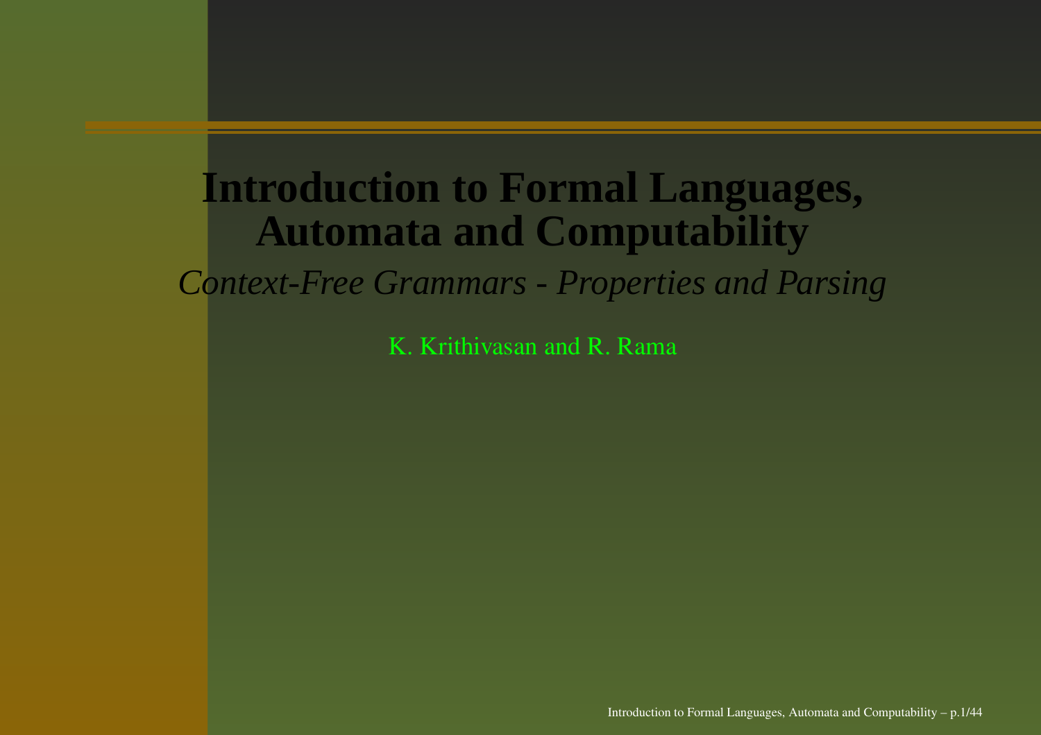# Introduction to Formal Languages, Automata and Computability

*Context-Free Grammars - Properties and Parsing*

K. Krithivasan and R. Rama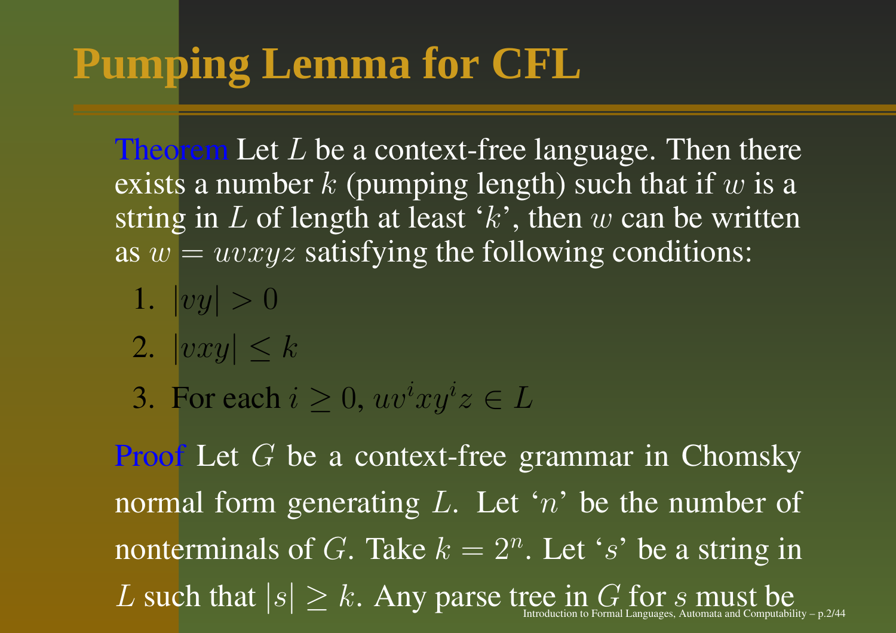# Pumping Lemma for CFL

**Theorem** Let $L$ be a context-free language. Then there exists a number $k$ (pumping length) such that if $w$ is a string in $L$ of length at least '$k$', then $w$ can be written as $w = uvxyz$ satisfying the following conditions:

1. $|vy| > 0$
2. $|vxy| \leq k$
3. For each $i \geq 0$, $uv^i xy^i z \in L$

**Proof** Let $G$ be a context-free grammar in Chomsky normal form generating $L$. Let '$n$' be the number of nonterminals of $G$. Take $k = 2^n$. Let '$s$' be a string in $L$ such that $|s| \geq k$. Any parse tree in $G$ for $s$ must be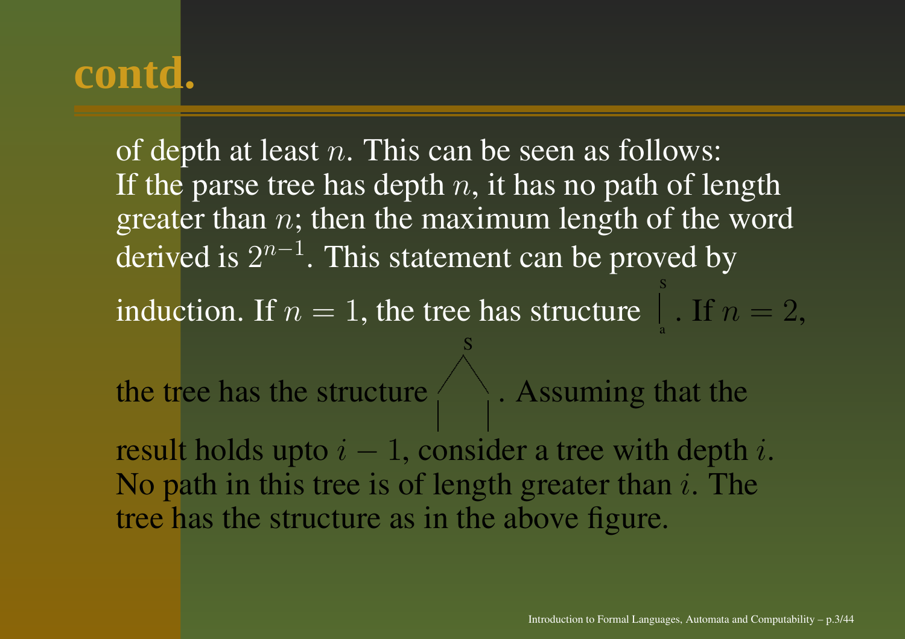# contd.

of depth at least $n$. This can be seen as follows: If the parse tree has depth $n$, it has no path of length greater than $n$; then the maximum length of the word derived is $2^{n-1}$. This statement can be proved by induction. If $n = 1$, the tree has structure S | a. If $n = 2$, the tree has the structure S with two branches each followed by a vertical line. Assuming that the result holds upto $i - 1$, consider a tree with depth $i$. No path in this tree is of length greater than $i$. The tree has the structure as in the above figure.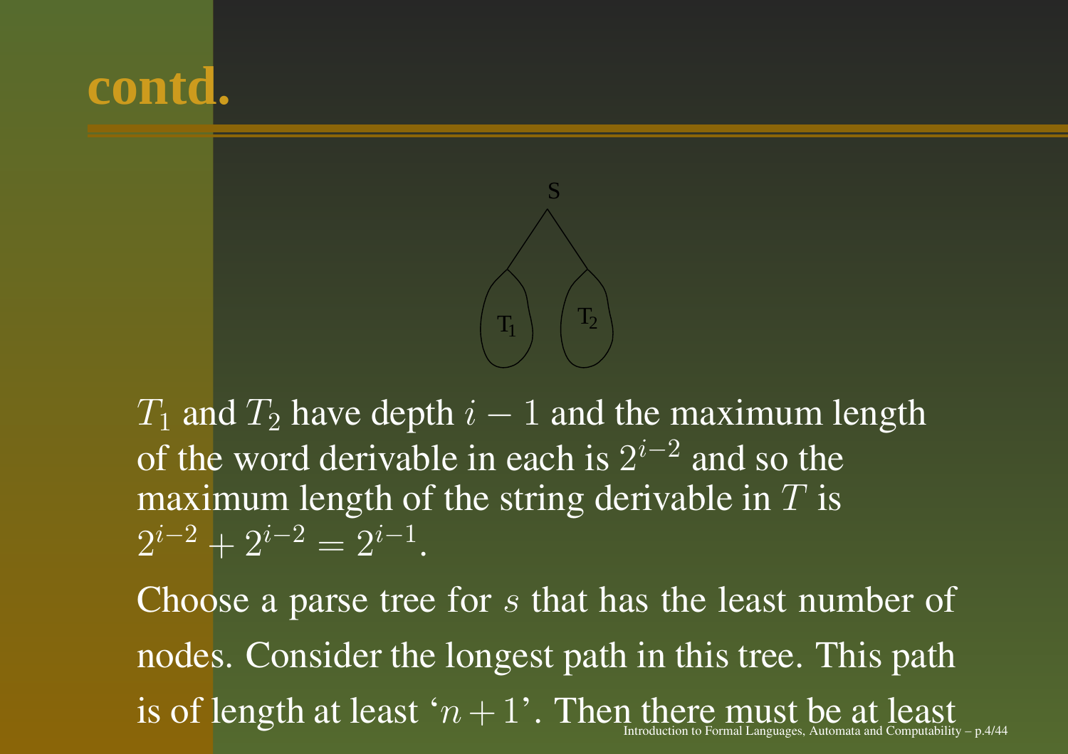# contd.

$T_1$ and $T_2$ have depth $i-1$ and the maximum length of the word derivable in each is $2^{i-2}$ and so the maximum length of the string derivable in $T$ is $2^{i-2} + 2^{i-2} = 2^{i-1}$.

Choose a parse tree for $s$ that has the least number of nodes. Consider the longest path in this tree. This path is of length at least '$n+1$'. Then there must be at least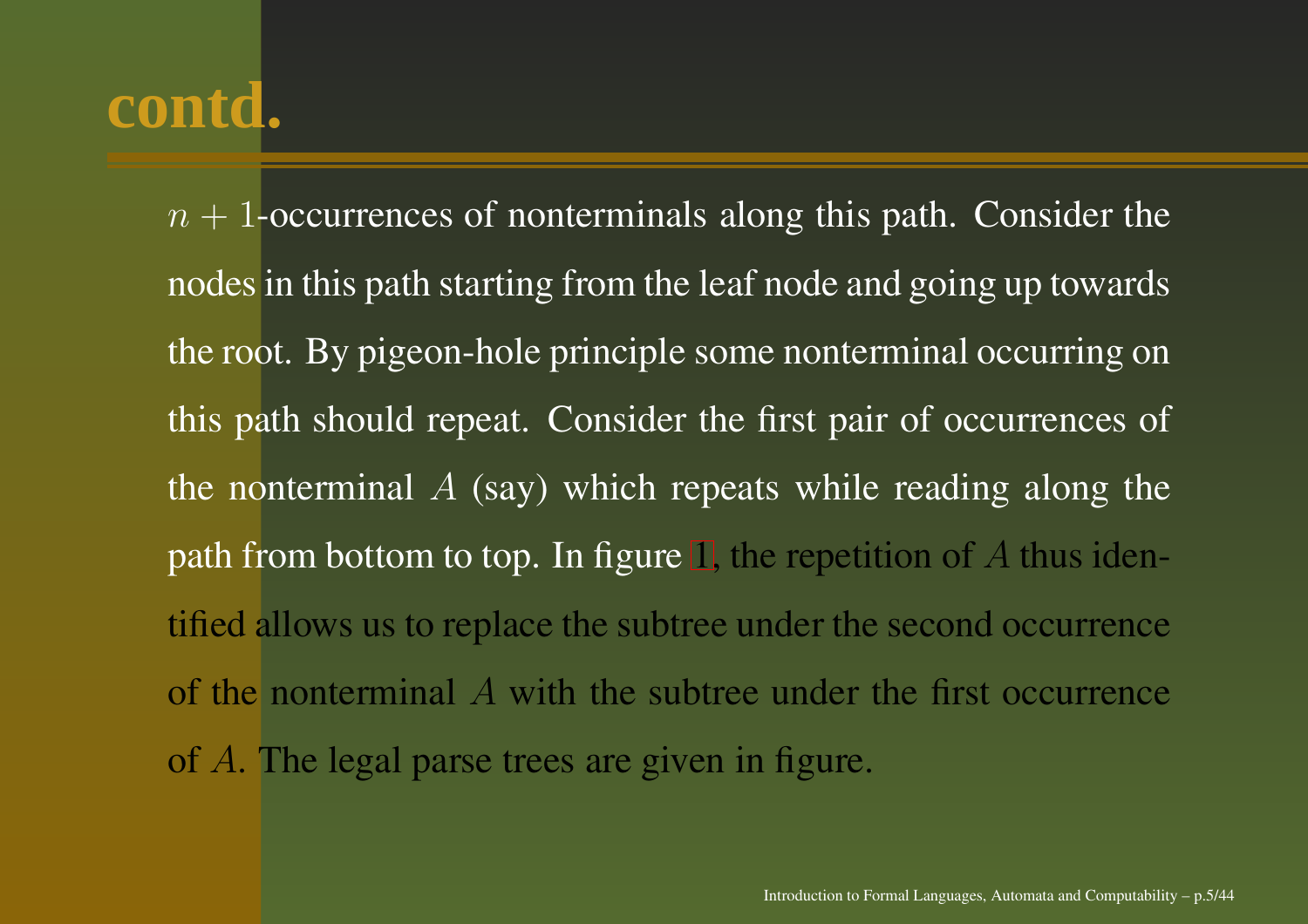# contd.

$n + 1$-occurrences of nonterminals along this path. Consider the nodes in this path starting from the leaf node and going up towards the root. By pigeon-hole principle some nonterminal occurring on this path should repeat. Consider the first pair of occurrences of the nonterminal $A$ (say) which repeats while reading along the path from bottom to top. In figure 1, the repetition of $A$ thus identified allows us to replace the subtree under the second occurrence of the nonterminal $A$ with the subtree under the first occurrence of $A$. The legal parse trees are given in figure.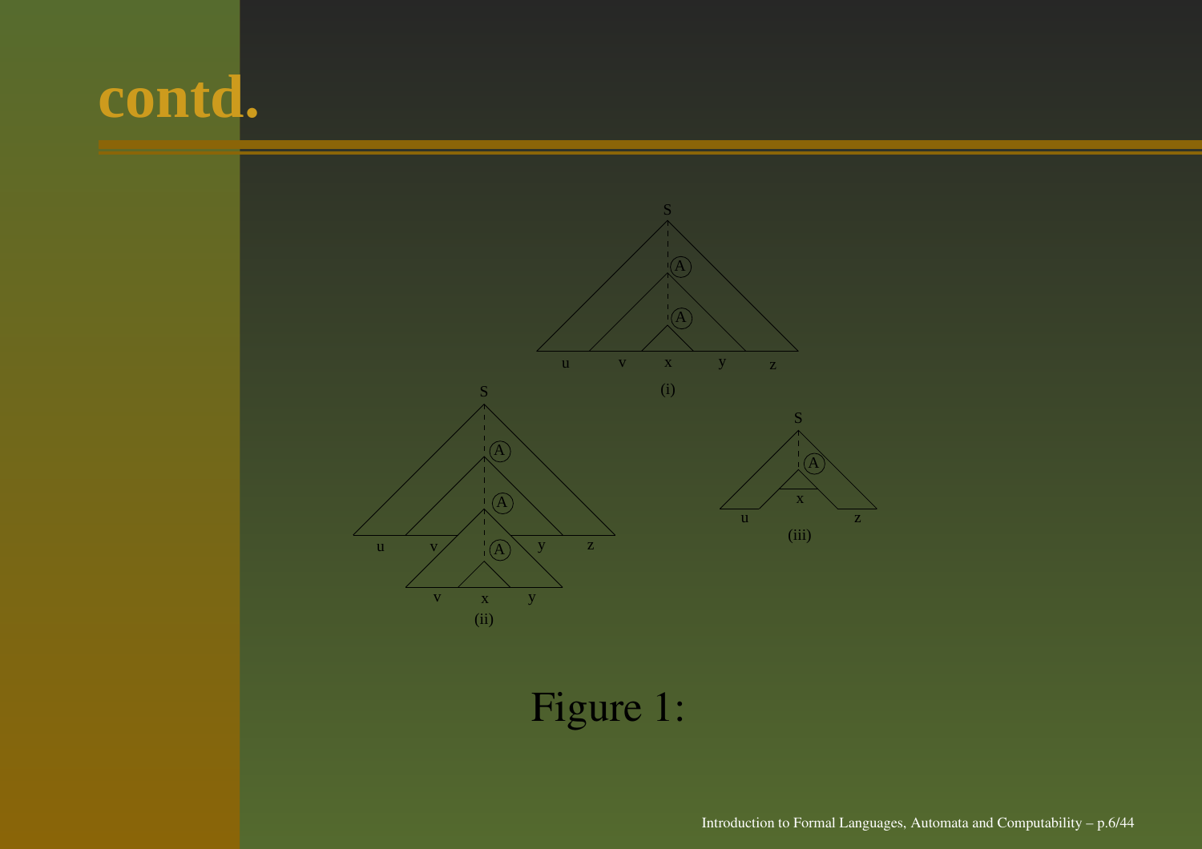# contd.

Figure 1: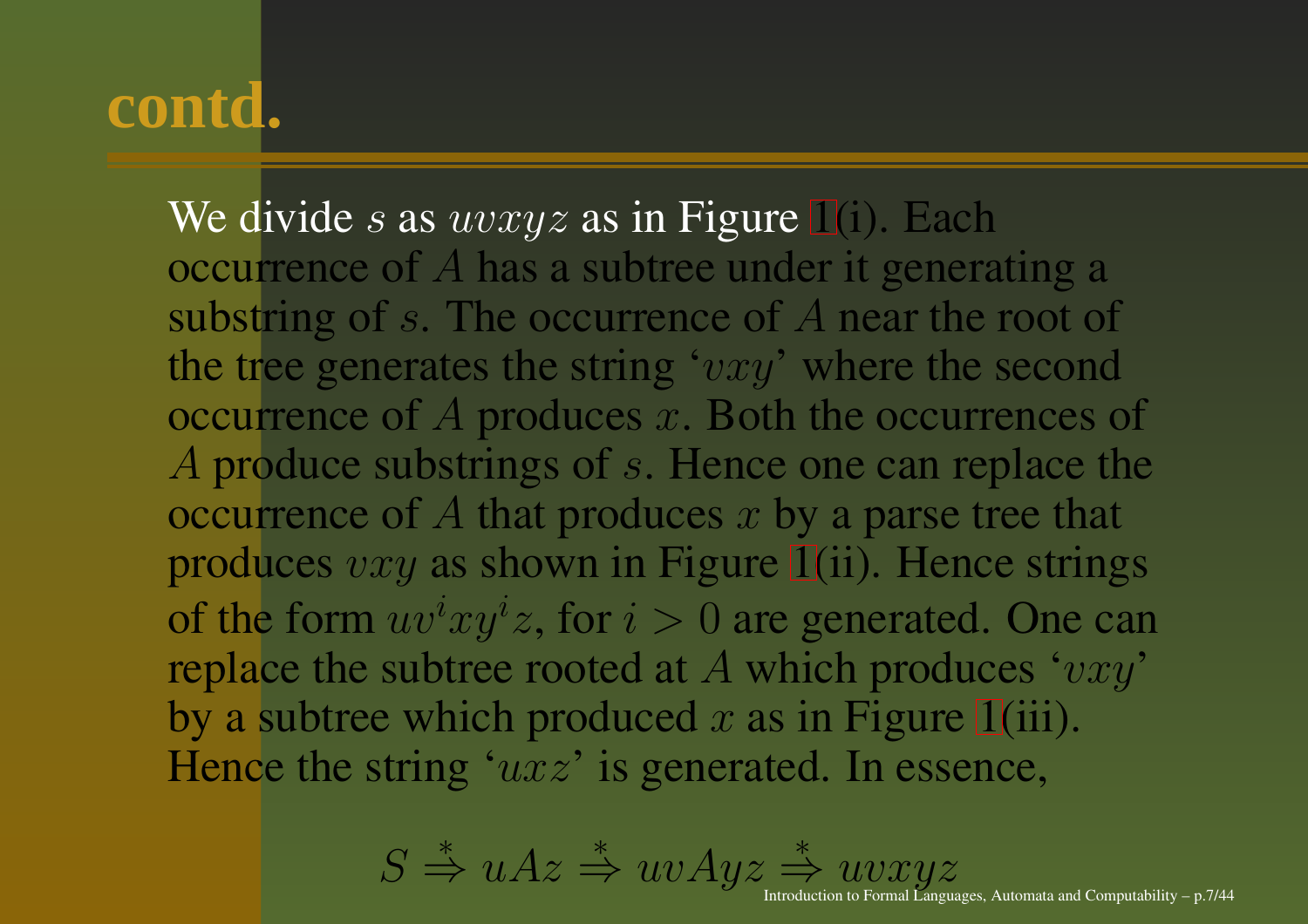# contd.

We divide $s$ as $uvxyz$ as in Figure 1(i). Each occurrence of $A$ has a subtree under it generating a substring of $s$. The occurrence of $A$ near the root of the tree generates the string '$vxy$' where the second occurrence of $A$ produces $x$. Both the occurrences of $A$ produce substrings of $s$. Hence one can replace the occurrence of $A$ that produces $x$ by a parse tree that produces $vxy$ as shown in Figure 1(ii). Hence strings of the form $uv^ixy^iz$, for $i > 0$ are generated. One can replace the subtree rooted at $A$ which produces '$vxy$' by a subtree which produced $x$ as in Figure 1(iii). Hence the string '$uxz$' is generated. In essence,

$$S \stackrel{*}{\Rightarrow} uAz \stackrel{*}{\Rightarrow} uvAyz \stackrel{*}{\Rightarrow} uvxyz$$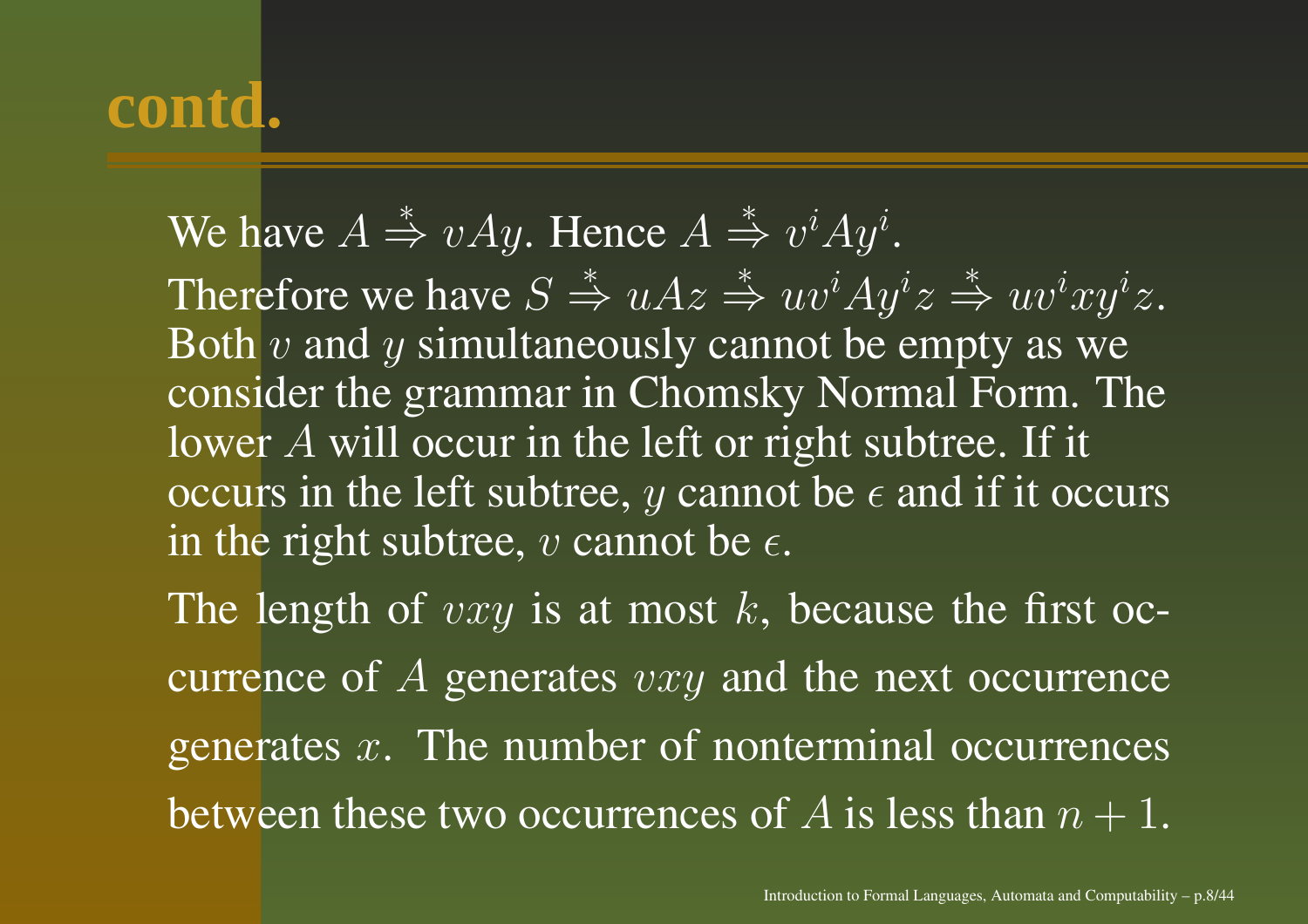# contd.

We have $A \stackrel{*}{\Rightarrow} vAy$. Hence $A \stackrel{*}{\Rightarrow} v^iAy^i$.

Therefore we have $S \stackrel{*}{\Rightarrow} uAz \stackrel{*}{\Rightarrow} uv^iAy^iz \stackrel{*}{\Rightarrow} uv^ixy^iz$. Both $v$ and $y$ simultaneously cannot be empty as we consider the grammar in Chomsky Normal Form. The lower $A$ will occur in the left or right subtree. If it occurs in the left subtree, $y$ cannot be $\epsilon$ and if it occurs in the right subtree, $v$ cannot be $\epsilon$.

The length of $vxy$ is at most $k$, because the first occurrence of $A$ generates $vxy$ and the next occurrence generates $x$. The number of nonterminal occurrences between these two occurrences of $A$ is less than $n + 1$.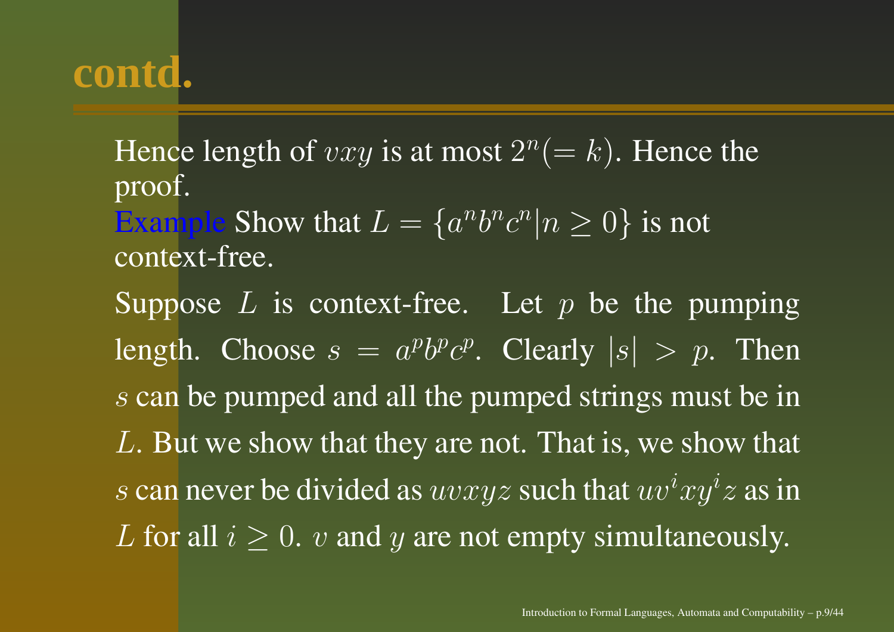# contd.

Hence length of $vxy$ is at most $2^n (= k)$. Hence the proof.

Example Show that $L = \{a^n b^n c^n | n \geq 0\}$ is not context-free.

Suppose $L$ is context-free. Let $p$ be the pumping length. Choose $s = a^p b^p c^p$. Clearly $|s| > p$. Then $s$ can be pumped and all the pumped strings must be in $L$. But we show that they are not. That is, we show that $s$ can never be divided as $uvxyz$ such that $uv^i xy^i z$ as in $L$ for all $i \geq 0$. $v$ and $y$ are not empty simultaneously.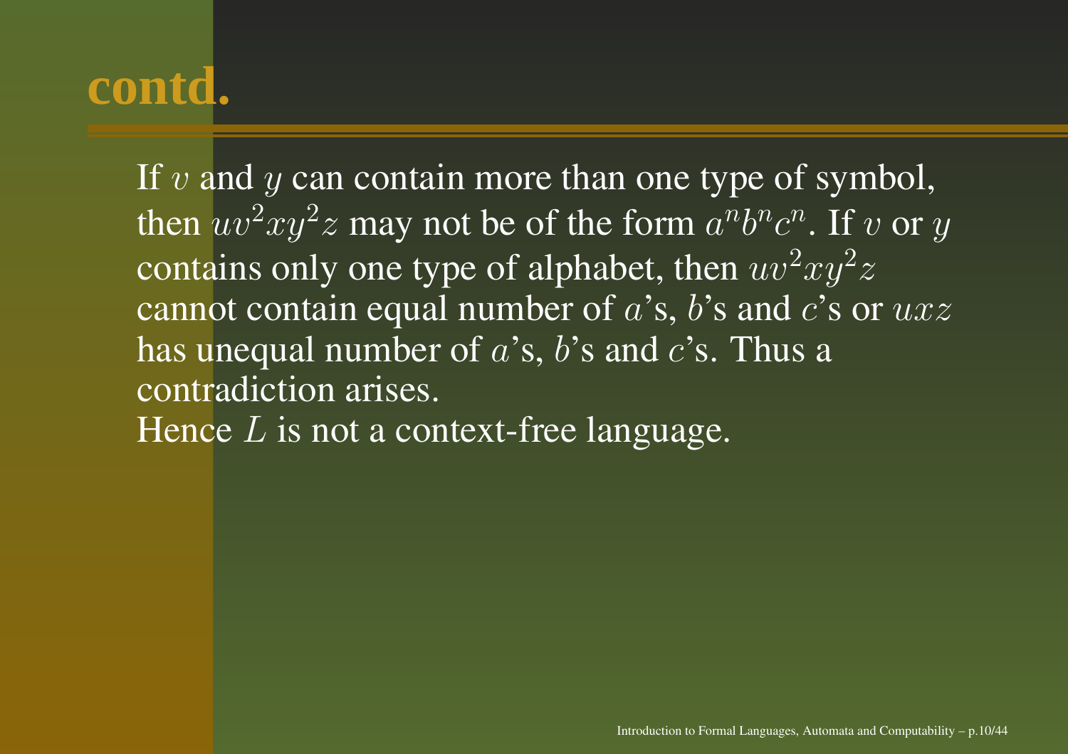# contd.

If $v$ and $y$ can contain more than one type of symbol, then $uv^2xy^2z$ may not be of the form $a^nb^nc^n$. If $v$ or $y$ contains only one type of alphabet, then $uv^2xy^2z$ cannot contain equal number of $a$'s, $b$'s and $c$'s or $uxz$ has unequal number of $a$'s, $b$'s and $c$'s. Thus a contradiction arises.
Hence $L$ is not a context-free language.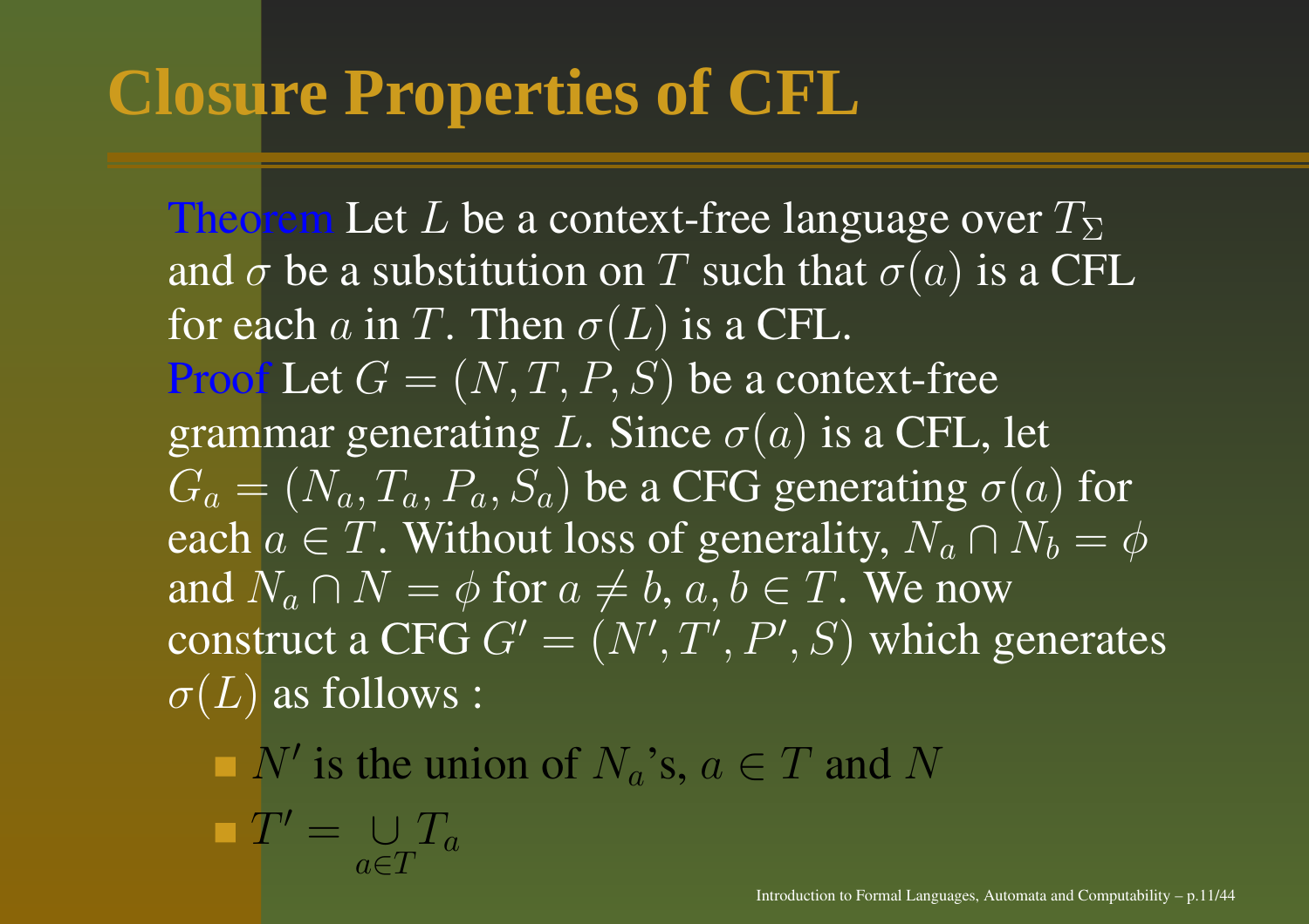# Closure Properties of CFL

**Theorem** Let $L$ be a context-free language over $T_\Sigma$ and $\sigma$ be a substitution on $T$ such that $\sigma(a)$ is a CFL for each $a$ in $T$. Then $\sigma(L)$ is a CFL.

**Proof** Let $G = (N, T, P, S)$ be a context-free grammar generating $L$. Since $\sigma(a)$ is a CFL, let $G_a = (N_a, T_a, P_a, S_a)$ be a CFG generating $\sigma(a)$ for each $a \in T$. Without loss of generality, $N_a \cap N_b = \phi$ and $N_a \cap N = \phi$ for $a \neq b$, $a, b \in T$. We now construct a CFG $G' = (N', T', P', S)$ which generates $\sigma(L)$ as follows :

- $N'$ is the union of $N_a$'s, $a \in T$ and $N$
- $T' = \bigcup\limits_{a \in T} T_a$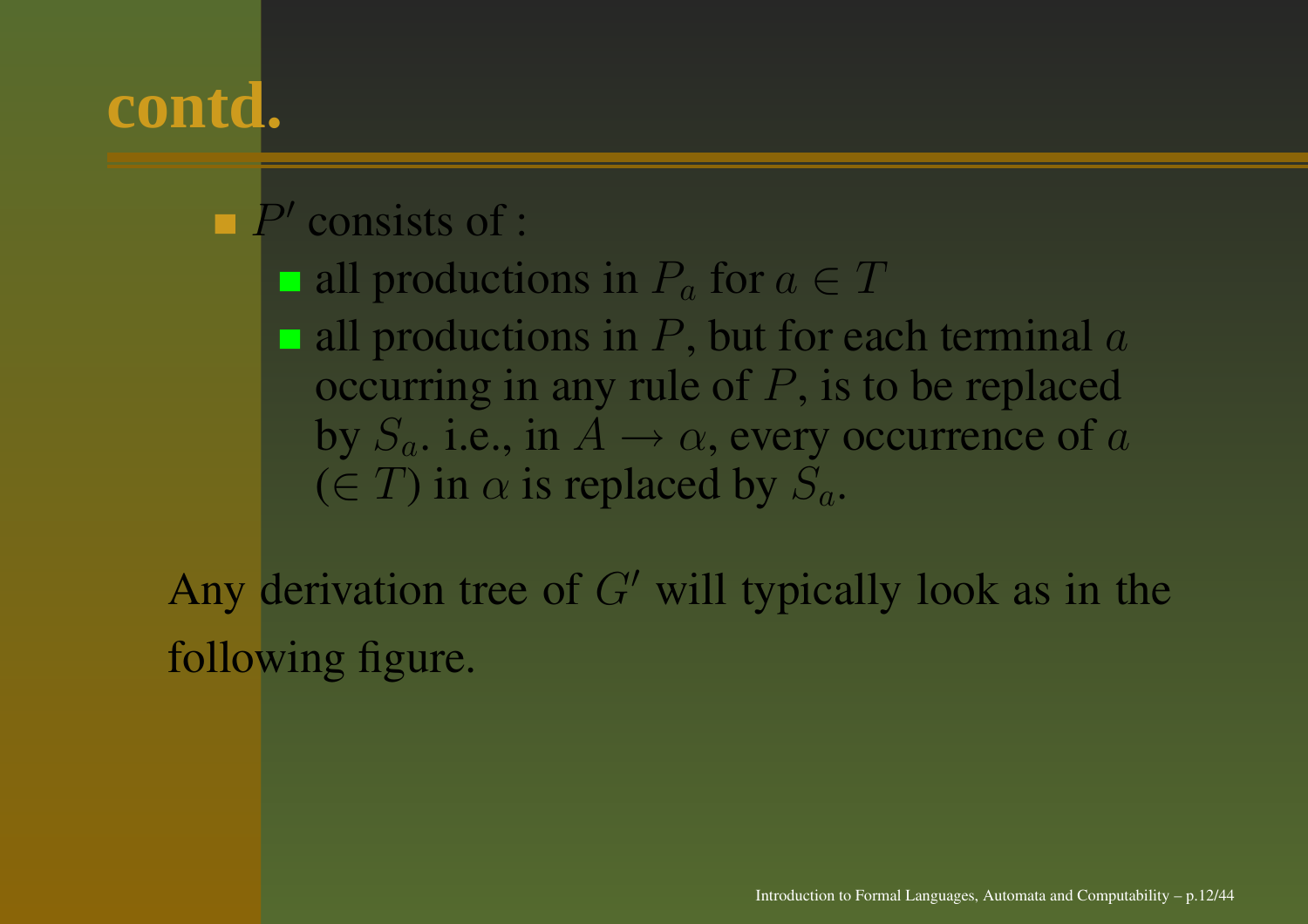# contd.

- $P'$ consists of :
  - all productions in $P_a$ for $a \in T$
  - all productions in $P$, but for each terminal $a$ occurring in any rule of $P$, is to be replaced by $S_a$. i.e., in $A \to \alpha$, every occurrence of $a$ ($\in T$) in $\alpha$ is replaced by $S_a$.

Any derivation tree of $G'$ will typically look as in the following figure.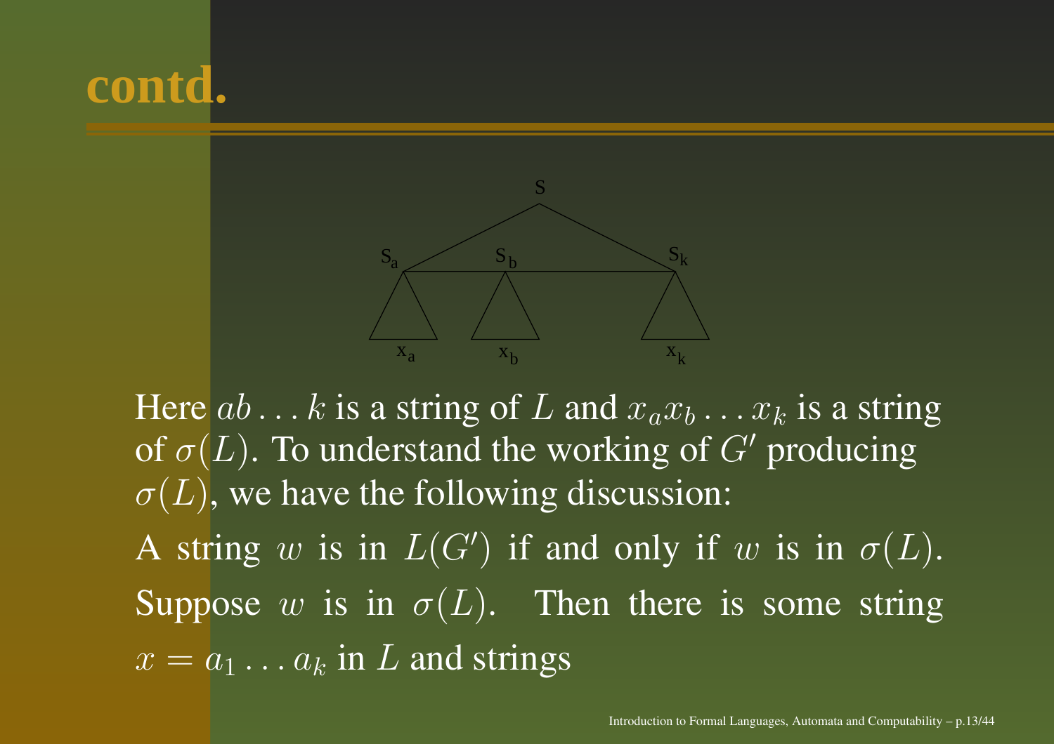# contd.

Here $ab \ldots k$ is a string of $L$ and $x_a x_b \ldots x_k$ is a string of $\sigma(L)$. To understand the working of $G'$ producing $\sigma(L)$, we have the following discussion:

A string $w$ is in $L(G')$ if and only if $w$ is in $\sigma(L)$.

Suppose $w$ is in $\sigma(L)$. Then there is some string $x = a_1 \ldots a_k$ in $L$ and strings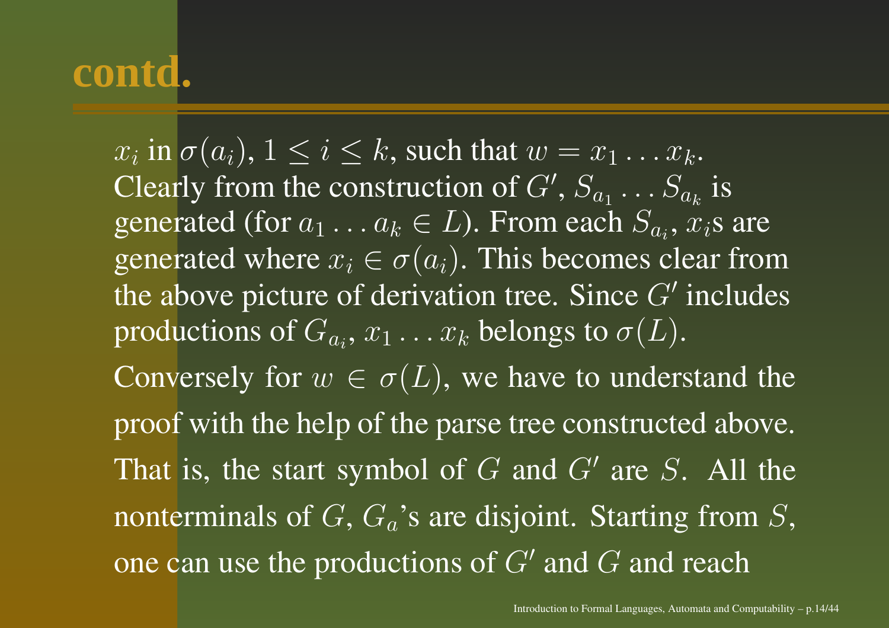# contd.

$x_i$ in $\sigma(a_i)$, $1 \leq i \leq k$, such that $w = x_1 \ldots x_k$. Clearly from the construction of $G'$, $S_{a_1} \ldots S_{a_k}$ is generated (for $a_1 \ldots a_k \in L$). From each $S_{a_i}$, $x_i$s are generated where $x_i \in \sigma(a_i)$. This becomes clear from the above picture of derivation tree. Since $G'$ includes productions of $G_{a_i}$, $x_1 \ldots x_k$ belongs to $\sigma(L)$.

Conversely for $w \in \sigma(L)$, we have to understand the proof with the help of the parse tree constructed above. That is, the start symbol of $G$ and $G'$ are $S$. All the nonterminals of $G$, $G_a$'s are disjoint. Starting from $S$, one can use the productions of $G'$ and $G$ and reach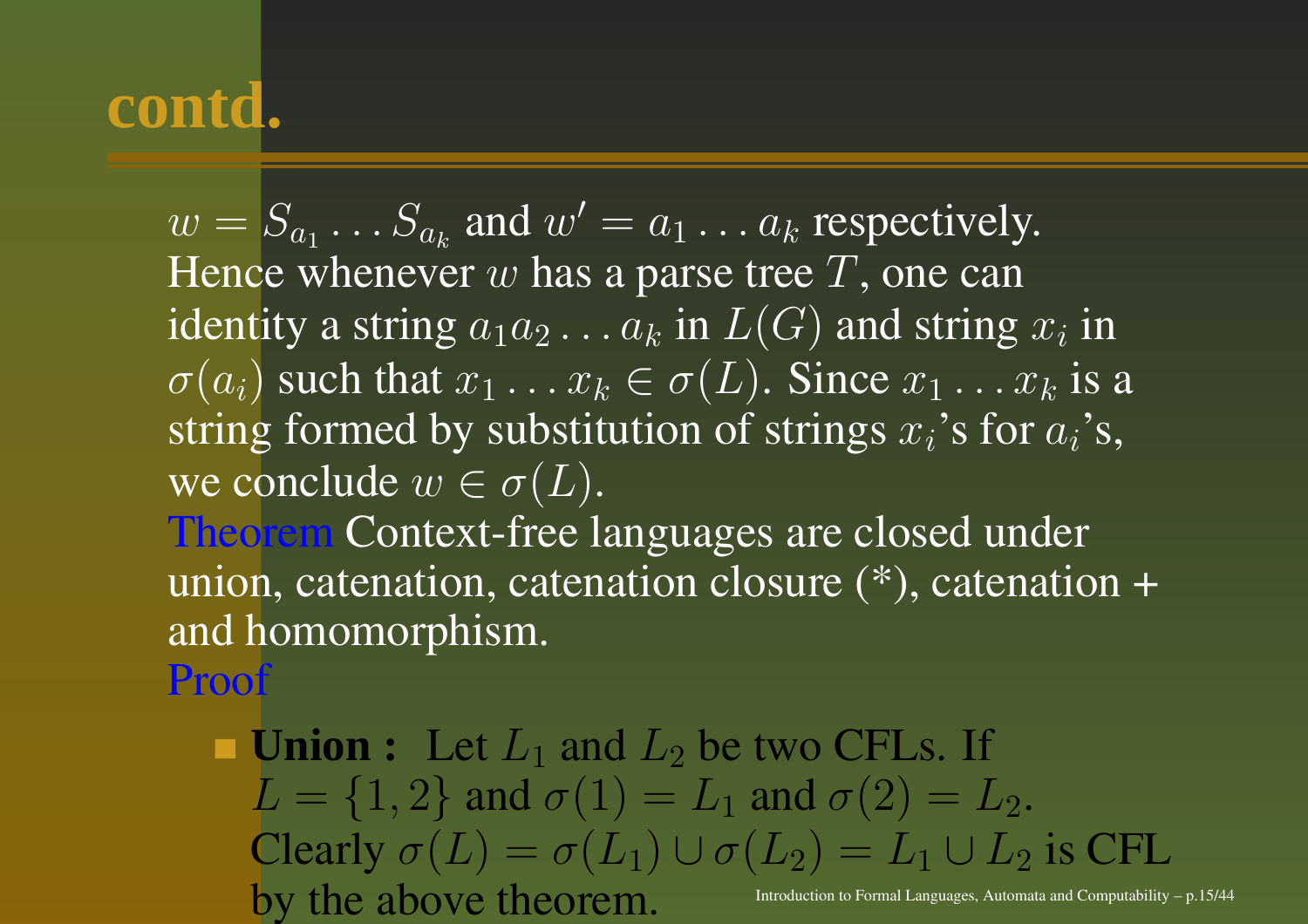# contd.

$w = S_{a_1} \dots S_{a_k}$ and $w' = a_1 \dots a_k$ respectively. Hence whenever $w$ has a parse tree $T$, one can identity a string $a_1 a_2 \dots a_k$ in $L(G)$ and string $x_i$ in $\sigma(a_i)$ such that $x_1 \dots x_k \in \sigma(L)$. Since $x_1 \dots x_k$ is a string formed by substitution of strings $x_i$'s for $a_i$'s, we conclude $w \in \sigma(L)$.

Theorem Context-free languages are closed under union, catenation, catenation closure (*), catenation + and homomorphism.

Proof

- **Union :** Let $L_1$ and $L_2$ be two CFLs. If $L = \{1, 2\}$ and $\sigma(1) = L_1$ and $\sigma(2) = L_2$. Clearly $\sigma(L) = \sigma(L_1) \cup \sigma(L_2) = L_1 \cup L_2$ is CFL by the above theorem.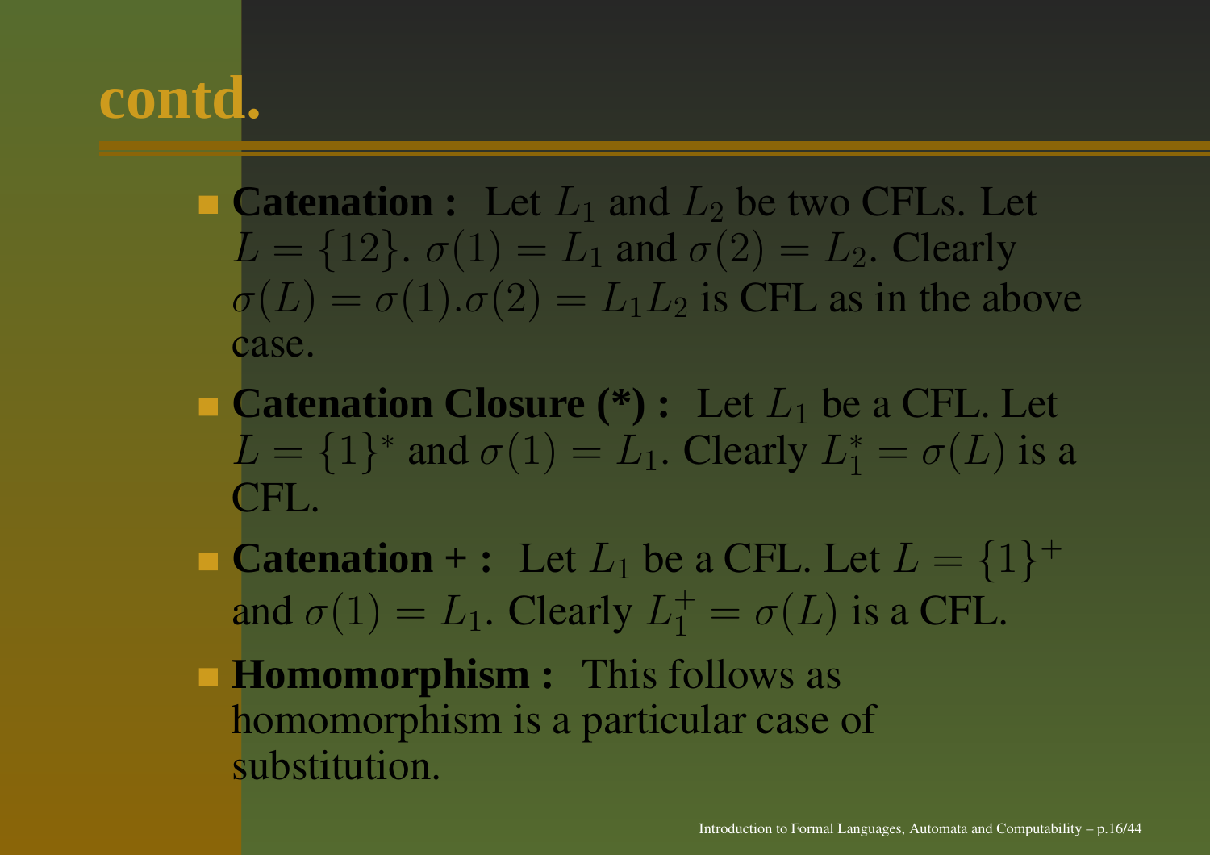# contd.

- **Catenation :** Let $L_1$ and $L_2$ be two CFLs. Let $L = \{12\}$. $\sigma(1) = L_1$ and $\sigma(2) = L_2$. Clearly $\sigma(L) = \sigma(1).\sigma(2) = L_1 L_2$ is CFL as in the above case.
- **Catenation Closure (*) :** Let $L_1$ be a CFL. Let $L = \{1\}^*$ and $\sigma(1) = L_1$. Clearly $L_1^* = \sigma(L)$ is a CFL.
- **Catenation + :** Let $L_1$ be a CFL. Let $L = \{1\}^+$ and $\sigma(1) = L_1$. Clearly $L_1^+ = \sigma(L)$ is a CFL.
- **Homomorphism :** This follows as homomorphism is a particular case of substitution.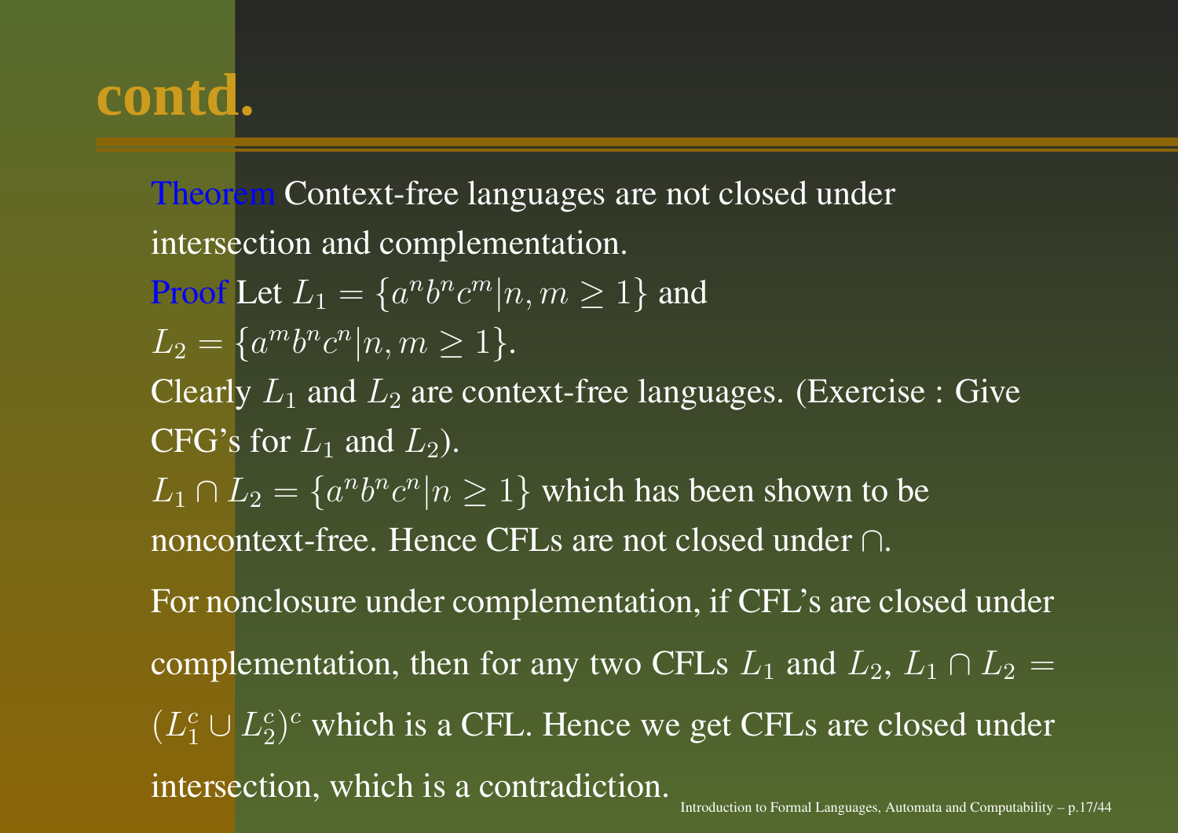# contd.

**Theorem** Context-free languages are not closed under intersection and complementation.

**Proof** Let $L_1 = \{a^n b^n c^m | n, m \geq 1\}$ and $L_2 = \{a^m b^n c^n | n, m \geq 1\}$.

Clearly $L_1$ and $L_2$ are context-free languages. (Exercise : Give CFG's for $L_1$ and $L_2$).

$L_1 \cap L_2 = \{a^n b^n c^n | n \geq 1\}$ which has been shown to be noncontext-free. Hence CFLs are not closed under $\cap$.

For nonclosure under complementation, if CFL's are closed under complementation, then for any two CFLs $L_1$ and $L_2$, $L_1 \cap L_2 = (L_1^c \cup L_2^c)^c$ which is a CFL. Hence we get CFLs are closed under intersection, which is a contradiction.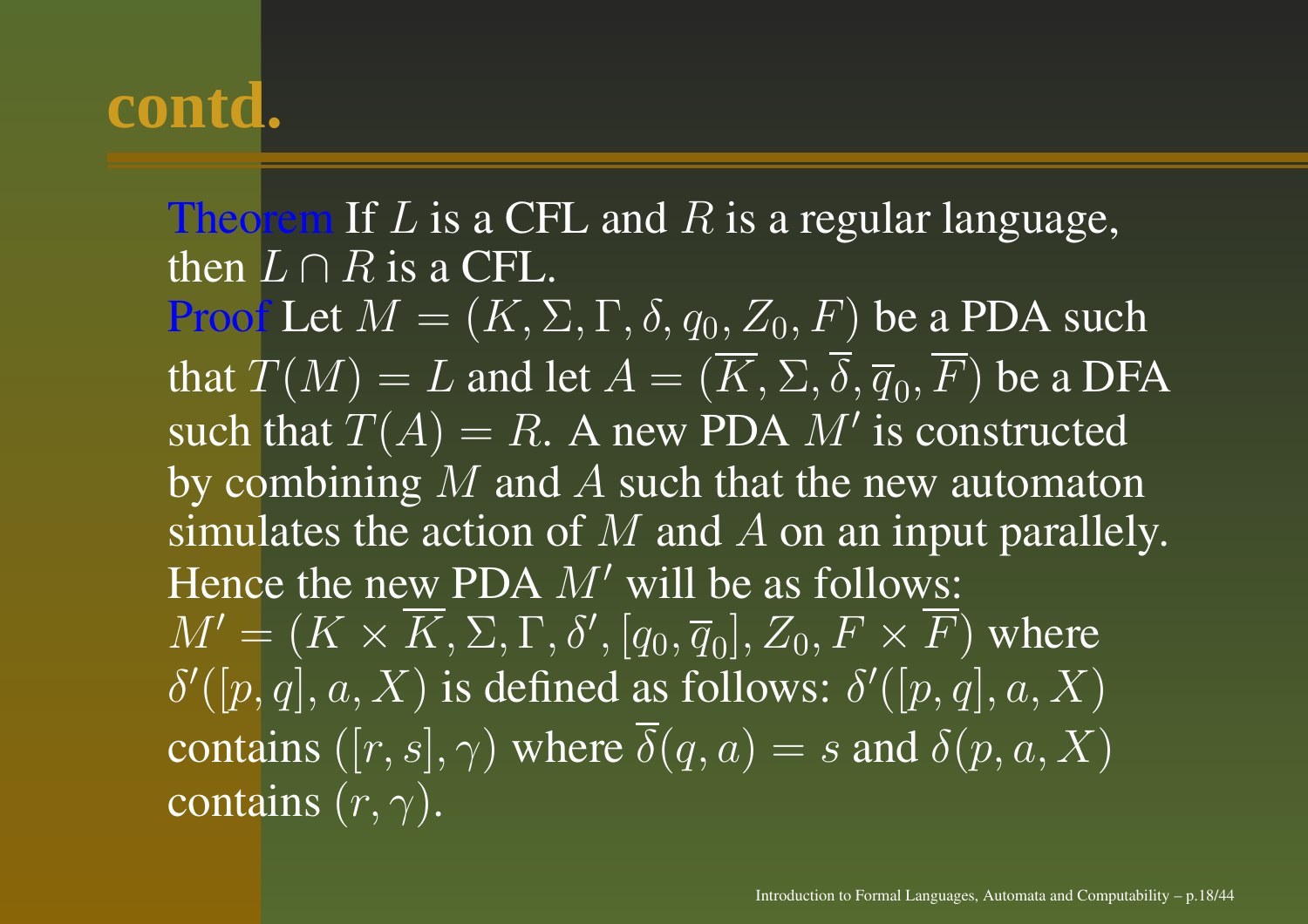# contd.

**Theorem** If $L$ is a CFL and $R$ is a regular language, then $L \cap R$ is a CFL.

**Proof** Let $M = (K, \Sigma, \Gamma, \delta, q_0, Z_0, F)$ be a PDA such that $T(M) = L$ and let $A = (\overline{K}, \Sigma, \overline{\delta}, \overline{q}_0, \overline{F})$ be a DFA such that $T(A) = R$. A new PDA $M'$ is constructed by combining $M$ and $A$ such that the new automaton simulates the action of $M$ and $A$ on an input parallelly. Hence the new PDA $M'$ will be as follows: $M' = (K \times \overline{K}, \Sigma, \Gamma, \delta', [q_0, \overline{q}_0], Z_0, F \times \overline{F})$ where $\delta'([p, q], a, X)$ is defined as follows: $\delta'([p, q], a, X)$ contains $([r, s], \gamma)$ where $\overline{\delta}(q, a) = s$ and $\delta(p, a, X)$ contains $(r, \gamma)$.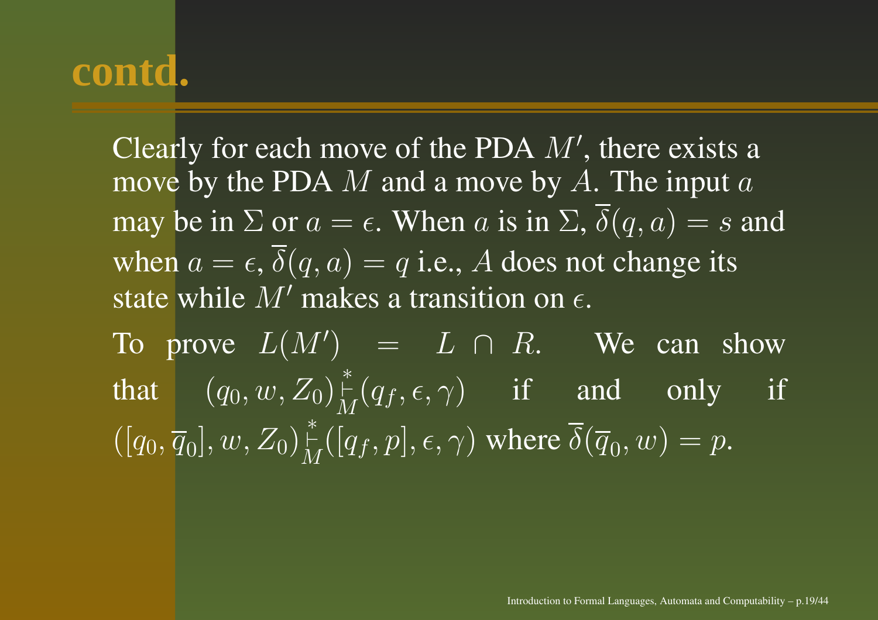# contd.

Clearly for each move of the PDA $M'$, there exists a move by the PDA $M$ and a move by $A$. The input $a$ may be in $\Sigma$ or $a = \epsilon$. When $a$ is in $\Sigma$, $\overline{\delta}(q, a) = s$ and when $a = \epsilon$, $\overline{\delta}(q, a) = q$ i.e., $A$ does not change its state while $M'$ makes a transition on $\epsilon$.

To prove $L(M') = L \cap R$. We can show that $(q_0, w, Z_0) \overset{*}{\underset{M}{\vdash}} (q_f, \epsilon, \gamma)$ if and only if $([q_0, \overline{q}_0], w, Z_0) \overset{*}{\underset{M}{\vdash}} ([q_f, p], \epsilon, \gamma)$ where $\overline{\delta}(\overline{q}_0, w) = p$.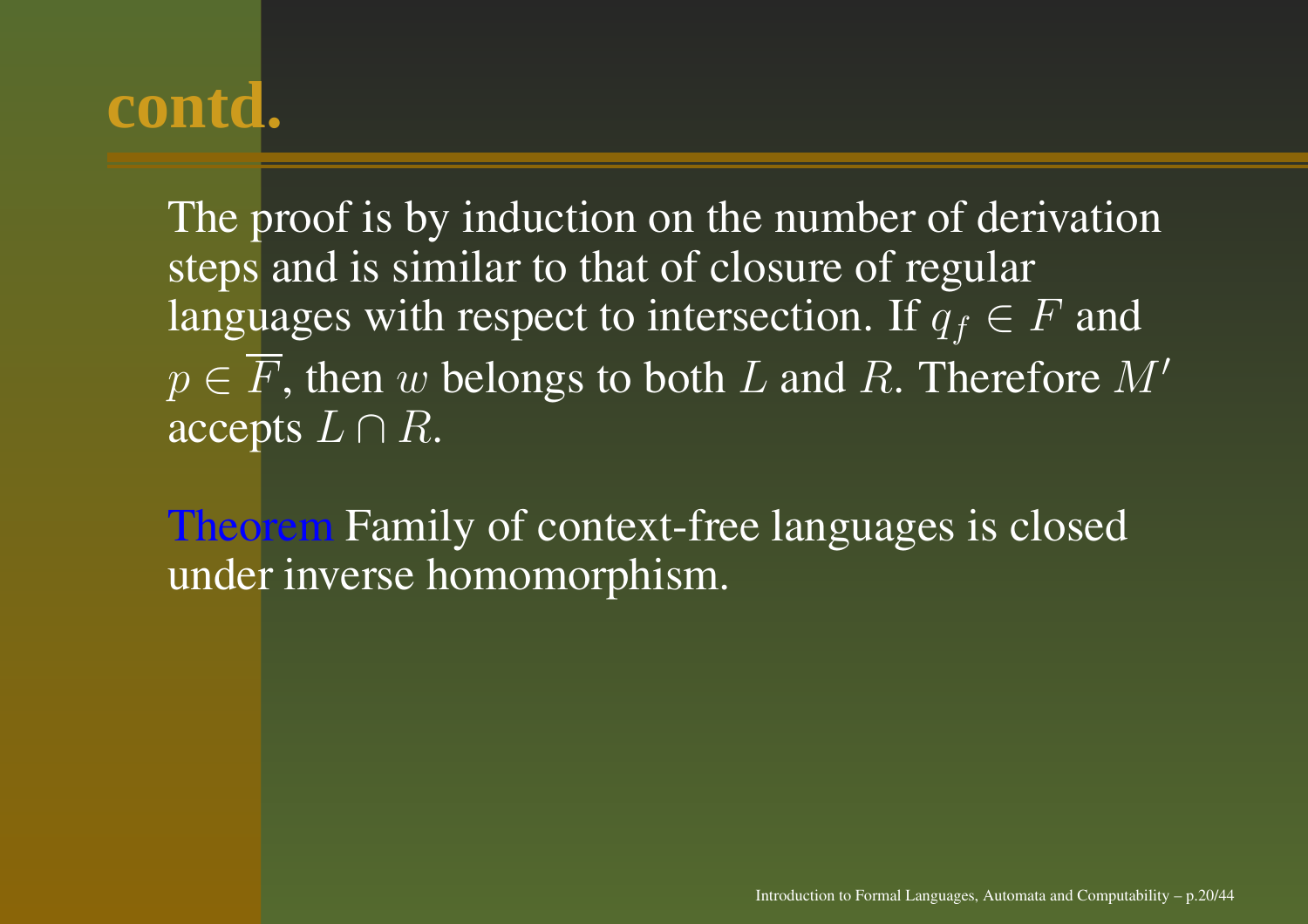# contd.

The proof is by induction on the number of derivation steps and is similar to that of closure of regular languages with respect to intersection. If $q_f \in F$ and $p \in \overline{F}$, then $w$ belongs to both $L$ and $R$. Therefore $M'$ accepts $L \cap R$.

Theorem Family of context-free languages is closed under inverse homomorphism.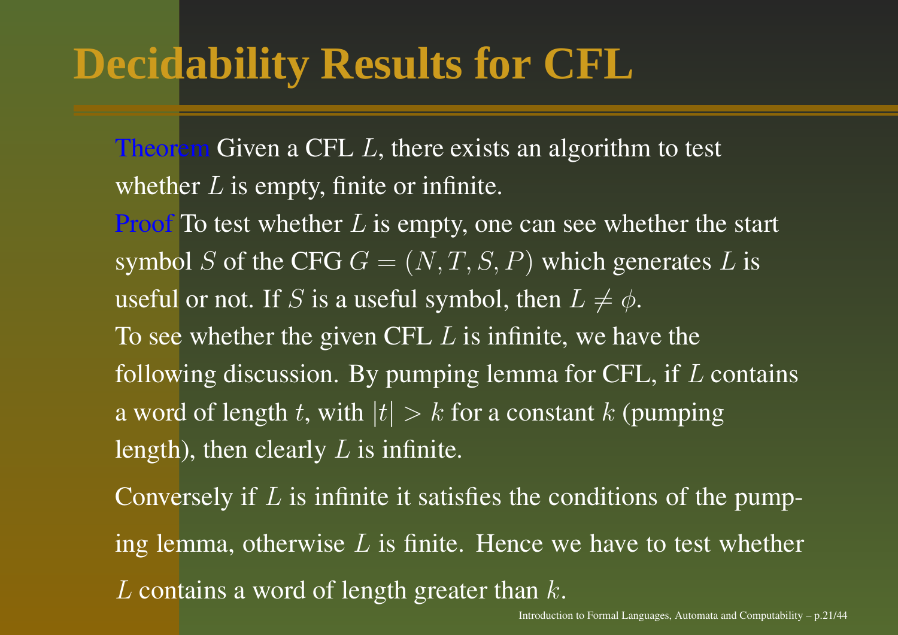# Decidability Results for CFL

**Theorem** Given a CFL $L$, there exists an algorithm to test whether $L$ is empty, finite or infinite.

**Proof** To test whether $L$ is empty, one can see whether the start symbol $S$ of the CFG $G = (N, T, S, P)$ which generates $L$ is useful or not. If $S$ is a useful symbol, then $L \neq \phi$.

To see whether the given CFL $L$ is infinite, we have the following discussion. By pumping lemma for CFL, if $L$ contains a word of length $t$, with $|t| > k$ for a constant $k$ (pumping length), then clearly $L$ is infinite.

Conversely if $L$ is infinite it satisfies the conditions of the pumping lemma, otherwise $L$ is finite. Hence we have to test whether $L$ contains a word of length greater than $k$.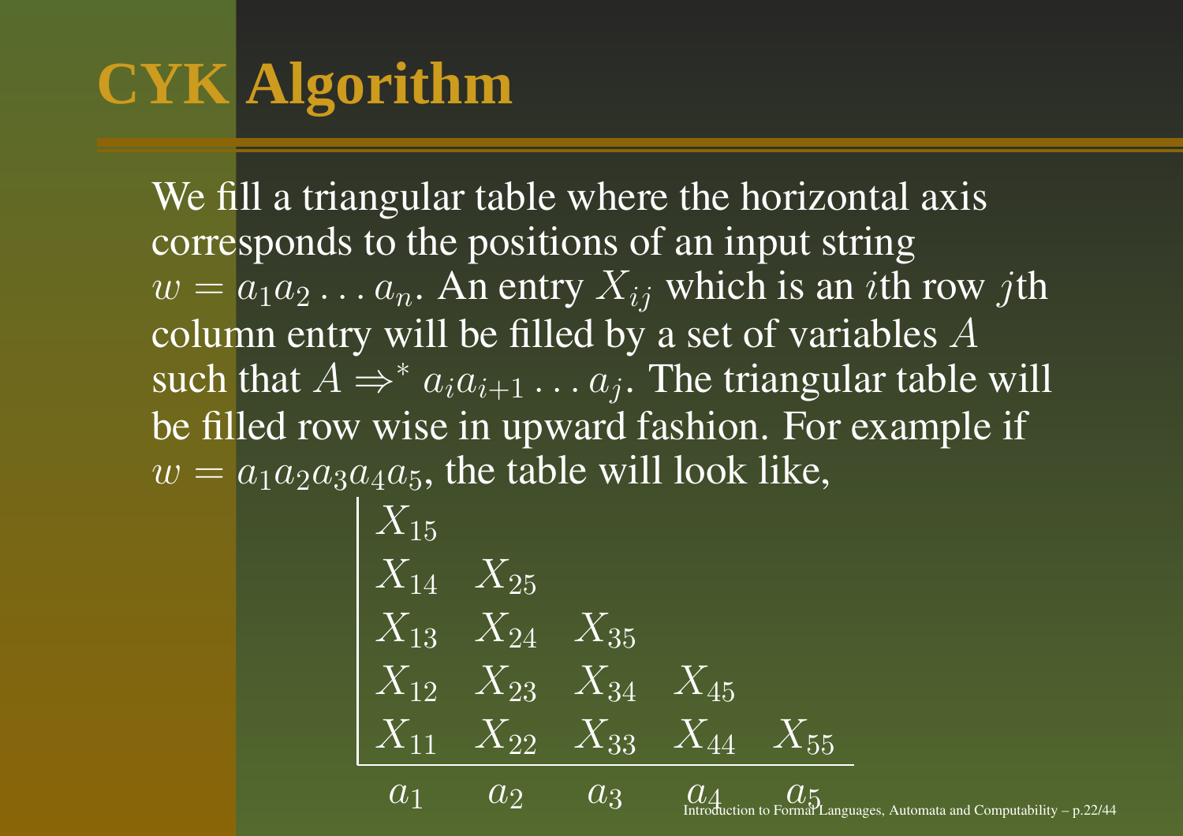# CYK Algorithm

We fill a triangular table where the horizontal axis corresponds to the positions of an input string $w = a_1 a_2 \dots a_n$. An entry $X_{ij}$ which is an $i$th row $j$th column entry will be filled by a set of variables $A$ such that $A \Rightarrow^* a_i a_{i+1} \dots a_j$. The triangular table will be filled row wise in upward fashion. For example if $w = a_1 a_2 a_3 a_4 a_5$, the table will look like,

| | | | | |
|---|---|---|---|---|
| $X_{15}$ | | | | |
| $X_{14}$ | $X_{25}$ | | | |
| $X_{13}$ | $X_{24}$ | $X_{35}$ | | |
| $X_{12}$ | $X_{23}$ | $X_{34}$ | $X_{45}$ | |
| $X_{11}$ | $X_{22}$ | $X_{33}$ | $X_{44}$ | $X_{55}$ |
| $a_1$ | $a_2$ | $a_3$ | $a_4$ | $a_5$ |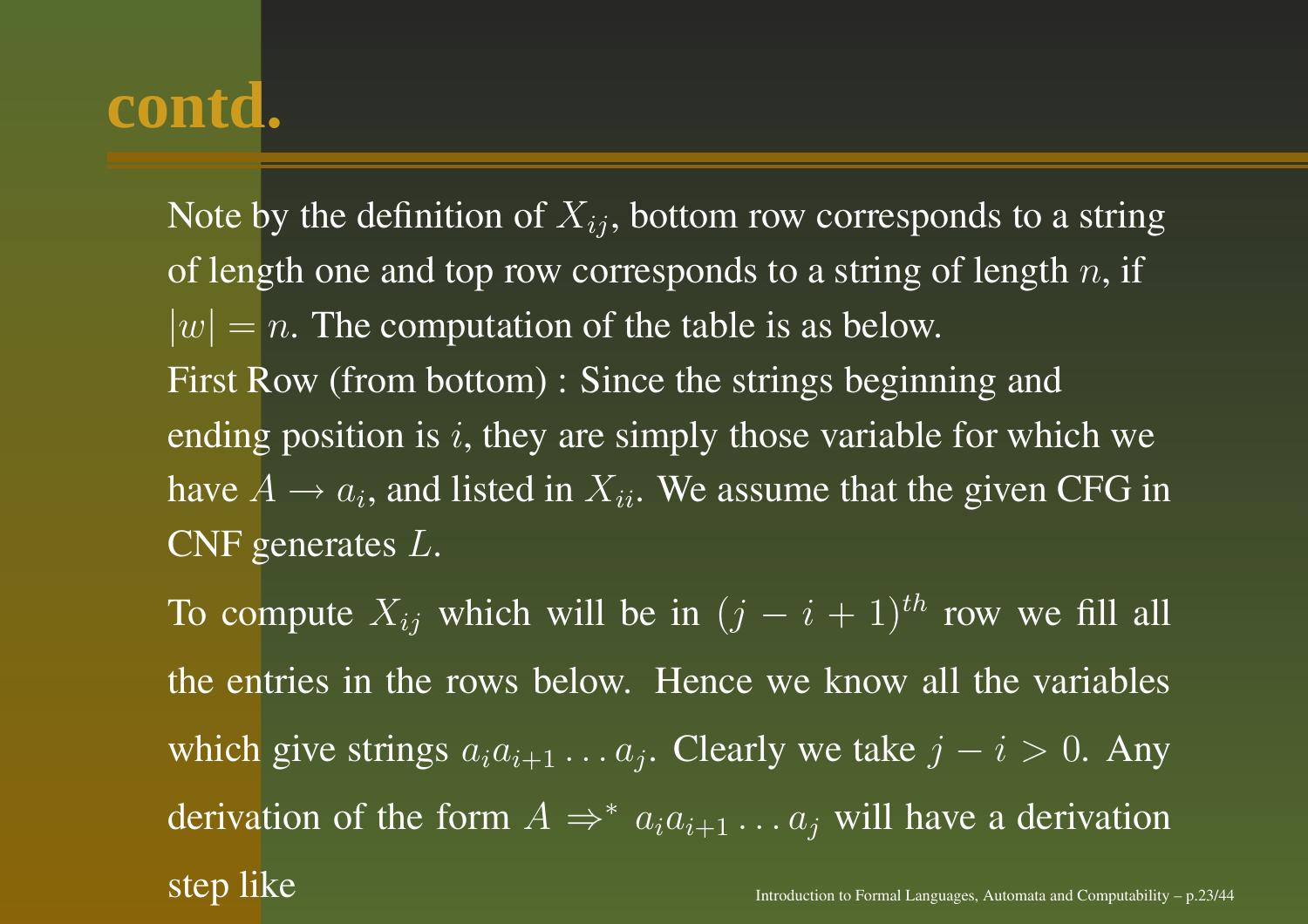# contd.

Note by the definition of $X_{ij}$, bottom row corresponds to a string of length one and top row corresponds to a string of length $n$, if $|w| = n$. The computation of the table is as below.
First Row (from bottom) : Since the strings beginning and ending position is $i$, they are simply those variable for which we have $A \rightarrow a_i$, and listed in $X_{ii}$. We assume that the given CFG in CNF generates $L$.

To compute $X_{ij}$ which will be in $(j - i + 1)^{th}$ row we fill all the entries in the rows below. Hence we know all the variables which give strings $a_i a_{i+1} \ldots a_j$. Clearly we take $j - i > 0$. Any derivation of the form $A \Rightarrow^* a_i a_{i+1} \ldots a_j$ will have a derivation step like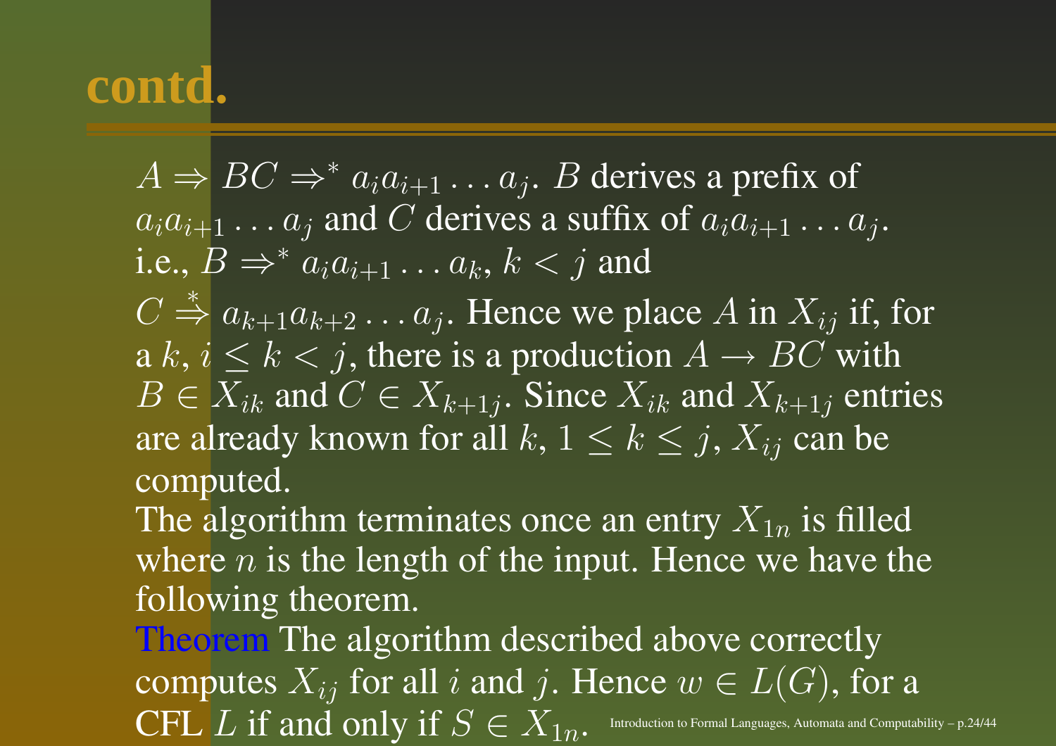# contd.

$A \Rightarrow BC \Rightarrow^* a_i a_{i+1} \ldots a_j$. $B$ derives a prefix of $a_i a_{i+1} \ldots a_j$ and $C$ derives a suffix of $a_i a_{i+1} \ldots a_j$. i.e., $B \Rightarrow^* a_i a_{i+1} \ldots a_k$, $k < j$ and $C \stackrel{*}{\Rightarrow} a_{k+1} a_{k+2} \ldots a_j$. Hence we place $A$ in $X_{ij}$ if, for a $k$, $i \leq k < j$, there is a production $A \rightarrow BC$ with $B \in X_{ik}$ and $C \in X_{k+1j}$. Since $X_{ik}$ and $X_{k+1j}$ entries are already known for all $k$, $1 \leq k \leq j$, $X_{ij}$ can be computed.

The algorithm terminates once an entry $X_{1n}$ is filled where $n$ is the length of the input. Hence we have the following theorem.

Theorem The algorithm described above correctly computes $X_{ij}$ for all $i$ and $j$. Hence $w \in L(G)$, for a CFL $L$ if and only if $S \in X_{1n}$.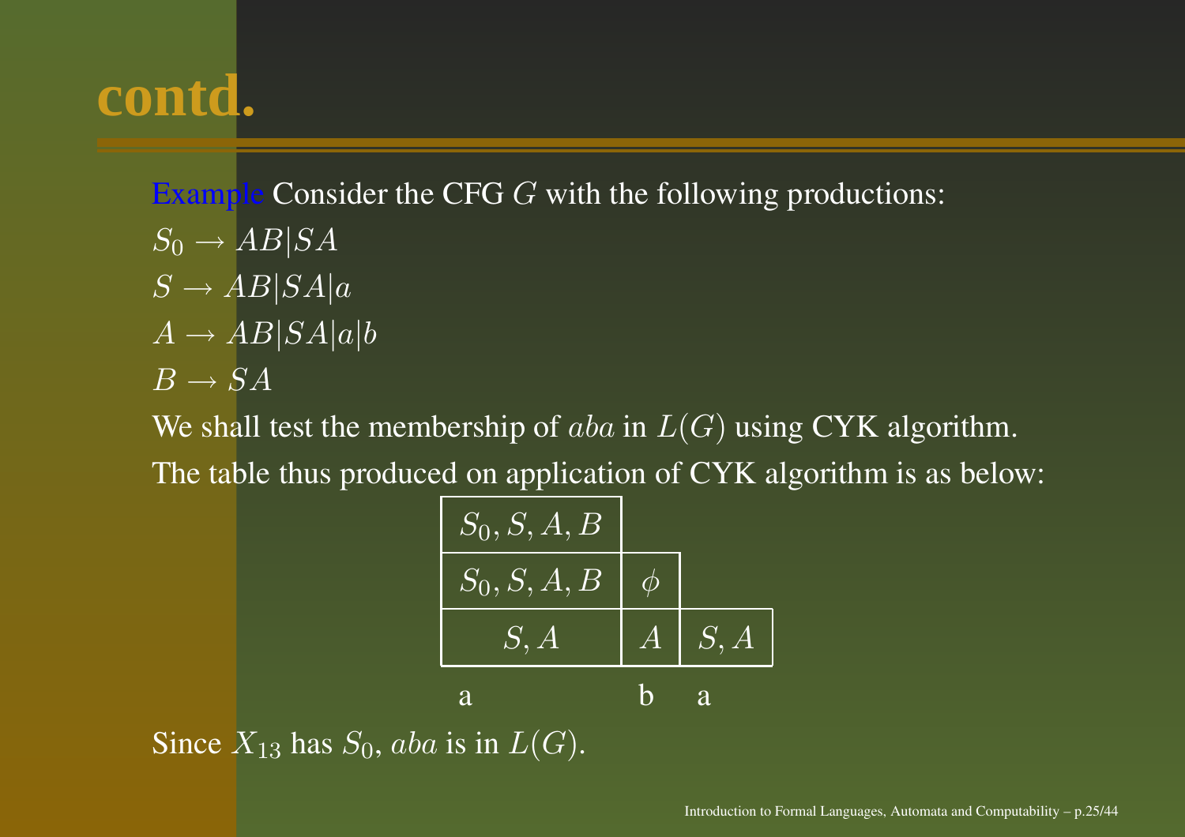# contd.

Example Consider the CFG $G$ with the following productions:

$S_0 \rightarrow AB|SA$

$S \rightarrow AB|SA|a$

$A \rightarrow AB|SA|a|b$

$B \rightarrow SA$

We shall test the membership of $aba$ in $L(G)$ using CYK algorithm.

The table thus produced on application of CYK algorithm is as below:

| | | |
|---|---|---|
| $S_0, S, A, B$ | | |
| $S_0, S, A, B$ | $\phi$ | |
| $S, A$ | $A$ | $S, A$ |
| a | b | a |

Since $X_{13}$ has $S_0$, $aba$ is in $L(G)$.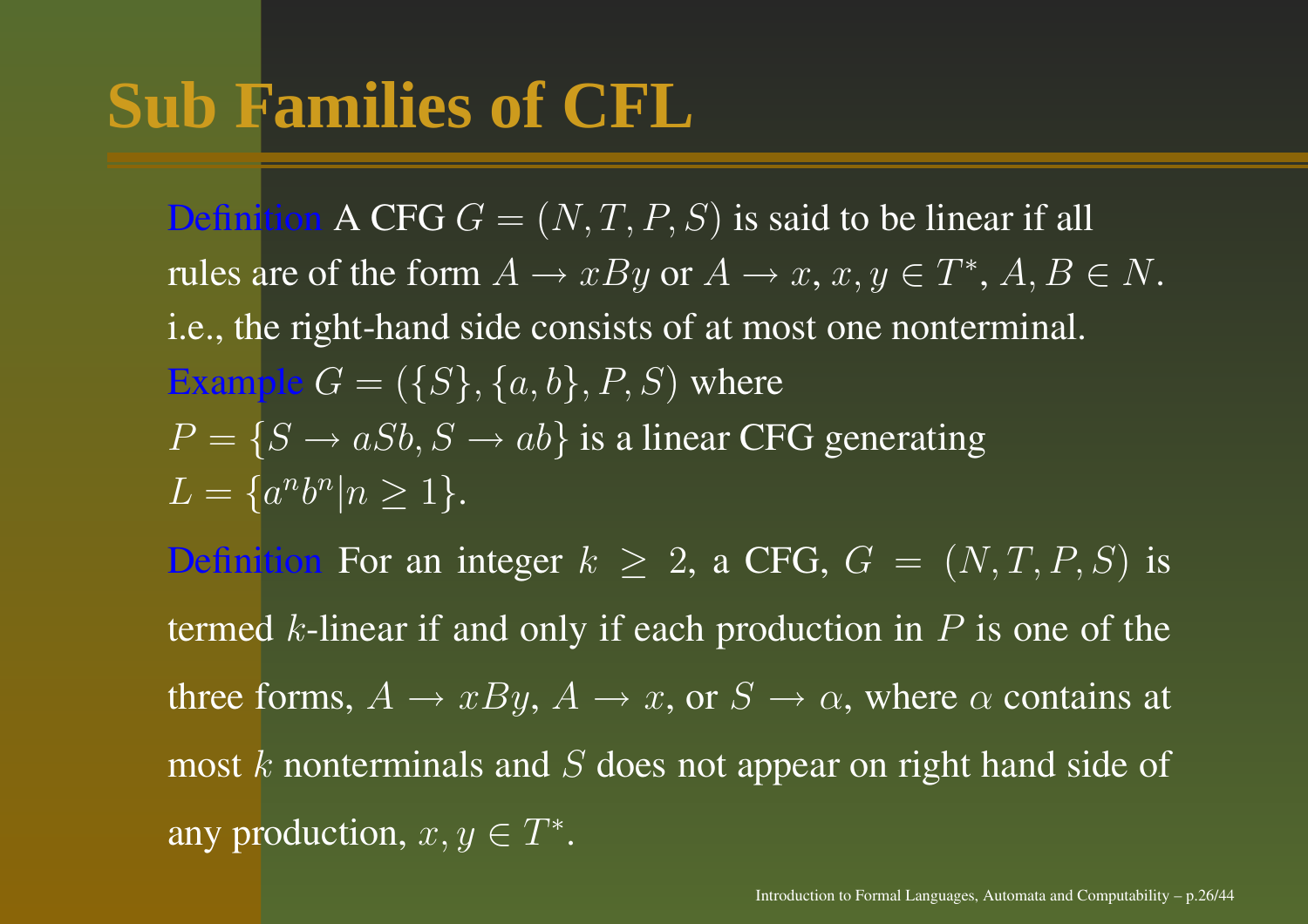# Sub Families of CFL

Definition A CFG $G = (N, T, P, S)$ is said to be linear if all rules are of the form $A \rightarrow xBy$ or $A \rightarrow x$, $x, y \in T^*$, $A, B \in N$. i.e., the right-hand side consists of at most one nonterminal.

Example $G = (\{S\}, \{a, b\}, P, S)$ where $P = \{S \rightarrow aSb, S \rightarrow ab\}$ is a linear CFG generating $L = \{a^n b^n | n \geq 1\}$.

Definition For an integer $k \geq 2$, a CFG, $G = (N, T, P, S)$ is termed $k$-linear if and only if each production in $P$ is one of the three forms, $A \rightarrow xBy$, $A \rightarrow x$, or $S \rightarrow \alpha$, where $\alpha$ contains at most $k$ nonterminals and $S$ does not appear on right hand side of any production, $x, y \in T^*$.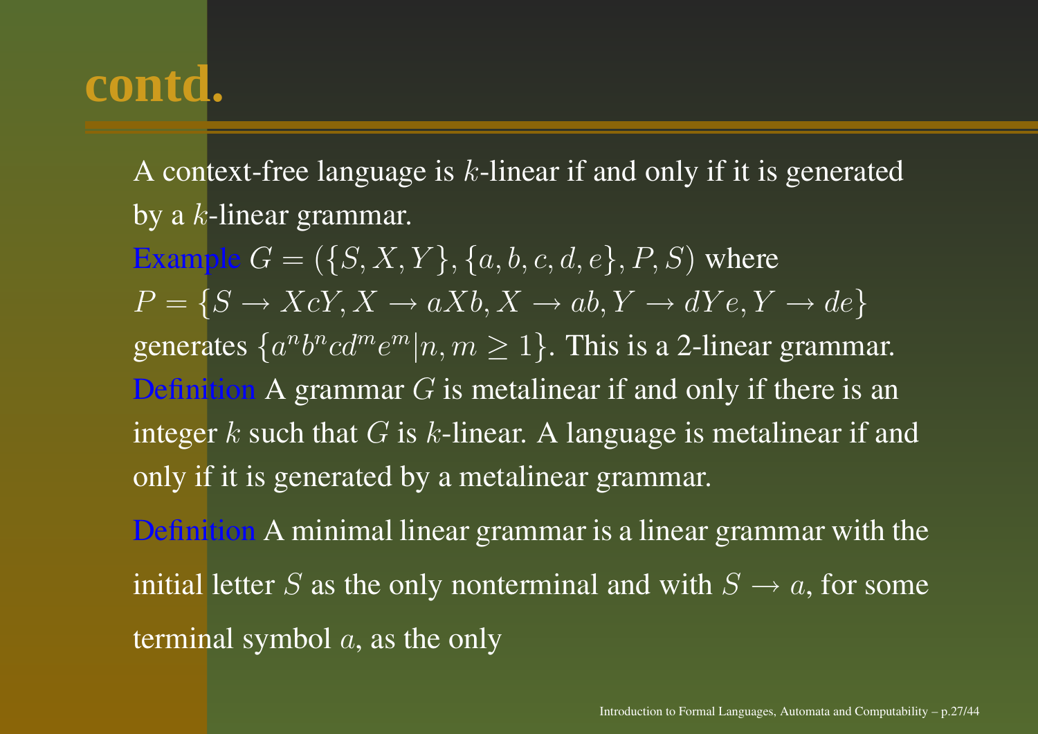# contd.

A context-free language is $k$-linear if and only if it is generated by a $k$-linear grammar.

Example $G = (\{S, X, Y\}, \{a, b, c, d, e\}, P, S)$ where $P = \{S \to XcY, X \to aXb, X \to ab, Y \to dYe, Y \to de\}$ generates $\{a^n b^n c d^m e^m | n, m \geq 1\}$. This is a 2-linear grammar.

Definition A grammar $G$ is metalinear if and only if there is an integer $k$ such that $G$ is $k$-linear. A language is metalinear if and only if it is generated by a metalinear grammar.

Definition A minimal linear grammar is a linear grammar with the initial letter $S$ as the only nonterminal and with $S \to a$, for some terminal symbol $a$, as the only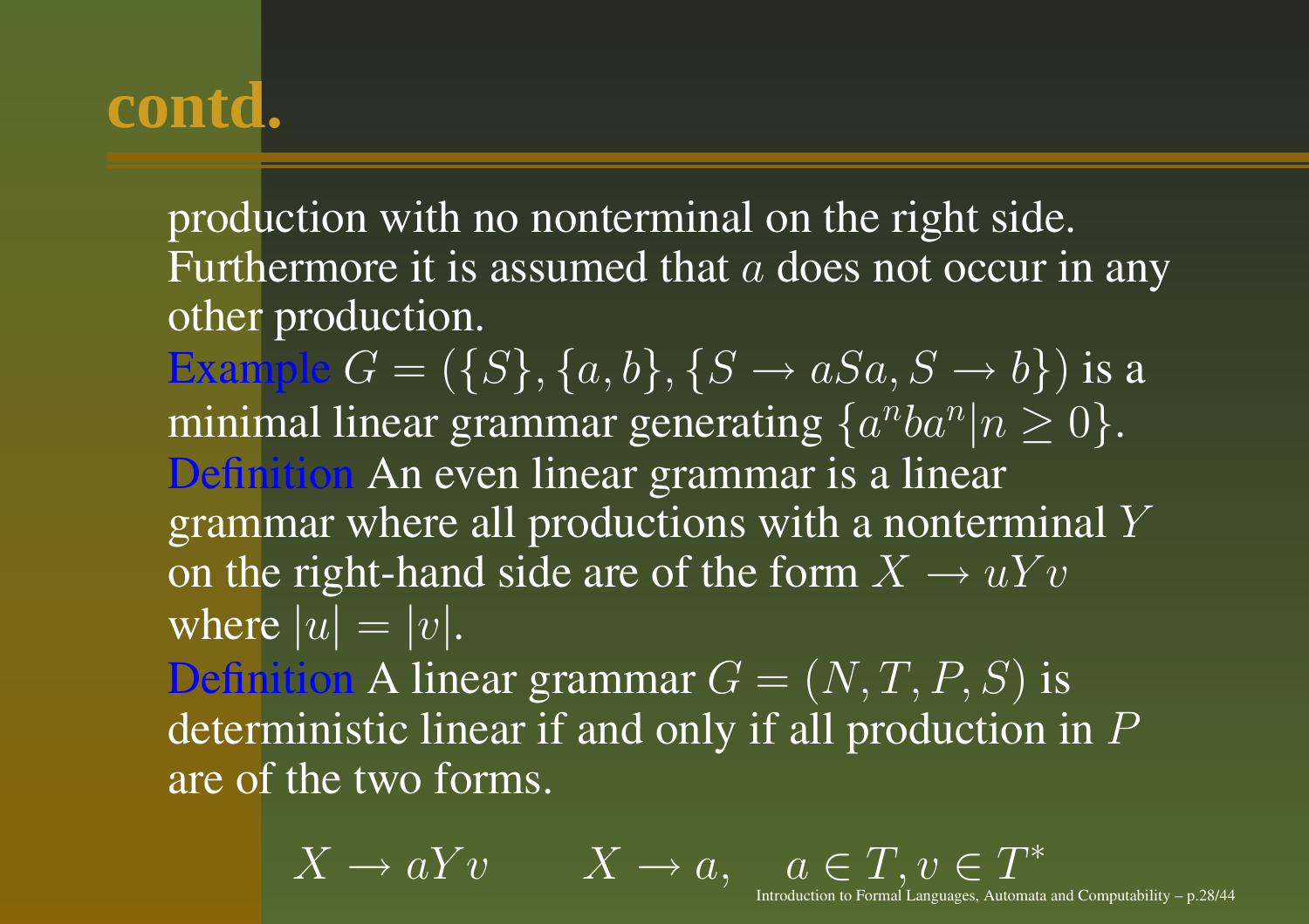# contd.

production with no nonterminal on the right side. Furthermore it is assumed that $a$ does not occur in any other production.

Example $G = (\{S\}, \{a, b\}, \{S \to aSa, S \to b\})$ is a minimal linear grammar generating $\{a^n b a^n | n \geq 0\}$.

Definition An even linear grammar is a linear grammar where all productions with a nonterminal $Y$ on the right-hand side are of the form $X \to uYv$ where $|u| = |v|$.

Definition A linear grammar $G = (N, T, P, S)$ is deterministic linear if and only if all production in $P$ are of the two forms.

$$X \to aYv \qquad X \to a, \quad a \in T, v \in T^*$$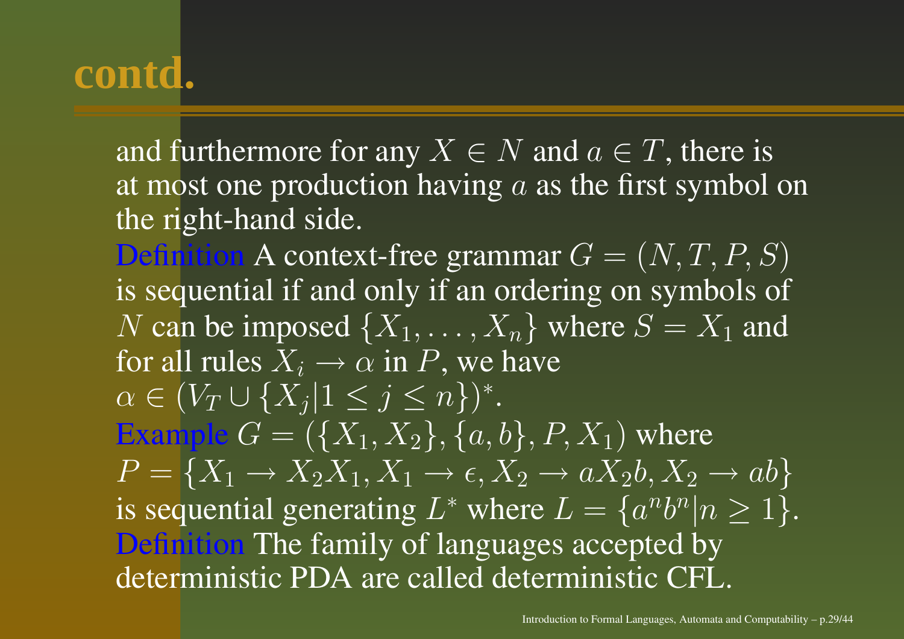# contd.

and furthermore for any $X \in N$ and $a \in T$, there is at most one production having $a$ as the first symbol on the right-hand side.

**Definition** A context-free grammar $G = (N, T, P, S)$ is sequential if and only if an ordering on symbols of $N$ can be imposed $\{X_1, \ldots, X_n\}$ where $S = X_1$ and for all rules $X_i \rightarrow \alpha$ in $P$, we have $\alpha \in (V_T \cup \{X_j | 1 \leq j \leq n\})^*$.

**Example** $G = (\{X_1, X_2\}, \{a, b\}, P, X_1)$ where $P = \{X_1 \rightarrow X_2 X_1, X_1 \rightarrow \epsilon, X_2 \rightarrow a X_2 b, X_2 \rightarrow ab\}$ is sequential generating $L^*$ where $L = \{a^n b^n | n \geq 1\}$.

**Definition** The family of languages accepted by deterministic PDA are called deterministic CFL.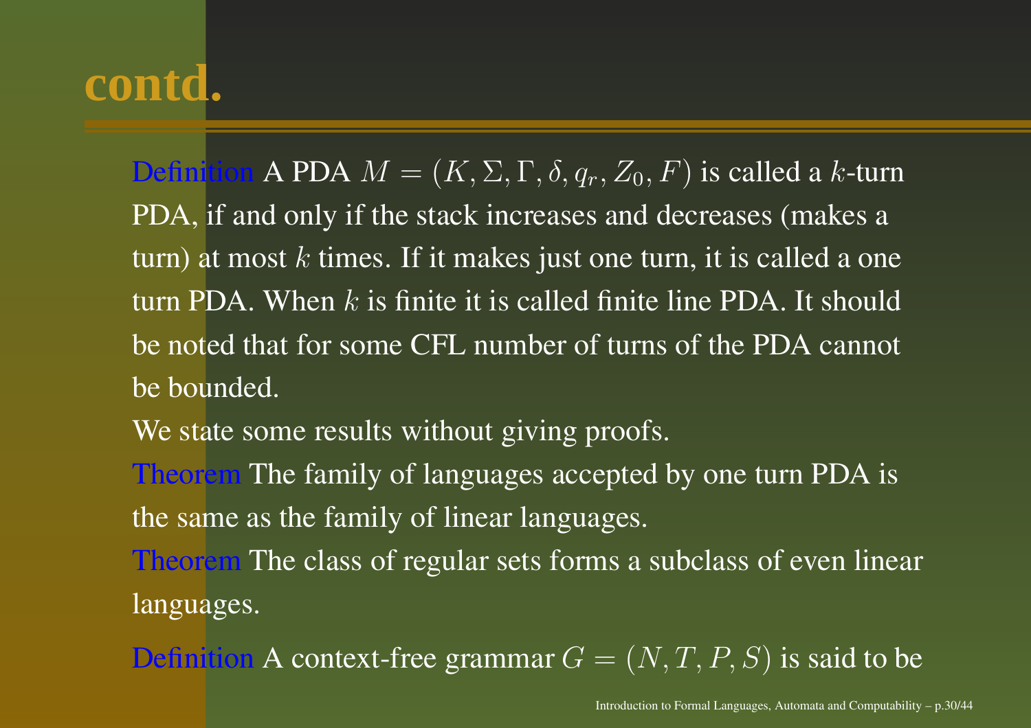# contd.

**Definition** A PDA $M = (K, \Sigma, \Gamma, \delta, q_r, Z_0, F)$ is called a $k$-turn PDA, if and only if the stack increases and decreases (makes a turn) at most $k$ times. If it makes just one turn, it is called a one turn PDA. When $k$ is finite it is called finite line PDA. It should be noted that for some CFL number of turns of the PDA cannot be bounded.

We state some results without giving proofs.

**Theorem** The family of languages accepted by one turn PDA is the same as the family of linear languages.

**Theorem** The class of regular sets forms a subclass of even linear languages.

**Definition** A context-free grammar $G = (N, T, P, S)$ is said to be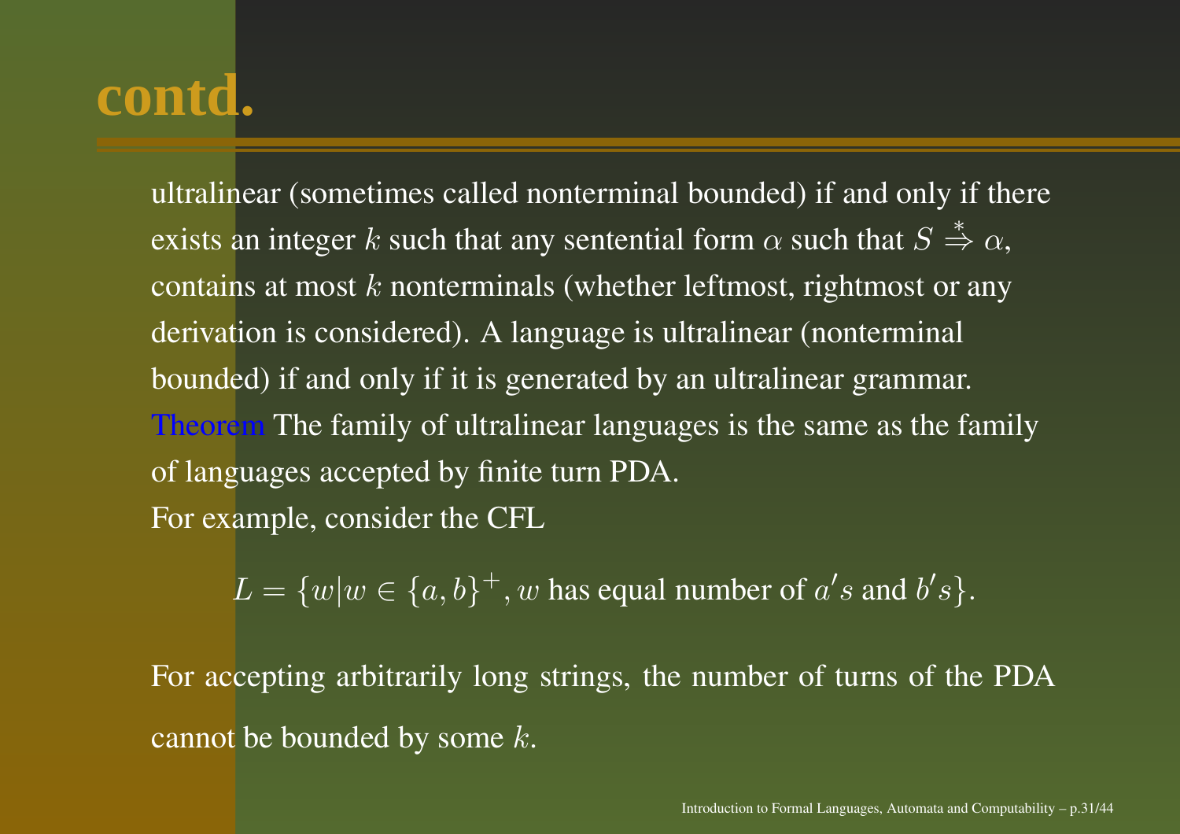# contd.

ultralinear (sometimes called nonterminal bounded) if and only if there exists an integer $k$ such that any sentential form $\alpha$ such that $S \overset{*}{\Rightarrow} \alpha$, contains at most $k$ nonterminals (whether leftmost, rightmost or any derivation is considered). A language is ultralinear (nonterminal bounded) if and only if it is generated by an ultralinear grammar.

Theorem The family of ultralinear languages is the same as the family of languages accepted by finite turn PDA.

For example, consider the CFL

$$L = \{w | w \in \{a, b\}^+, w \text{ has equal number of } a's \text{ and } b's\}.$$

For accepting arbitrarily long strings, the number of turns of the PDA cannot be bounded by some $k$.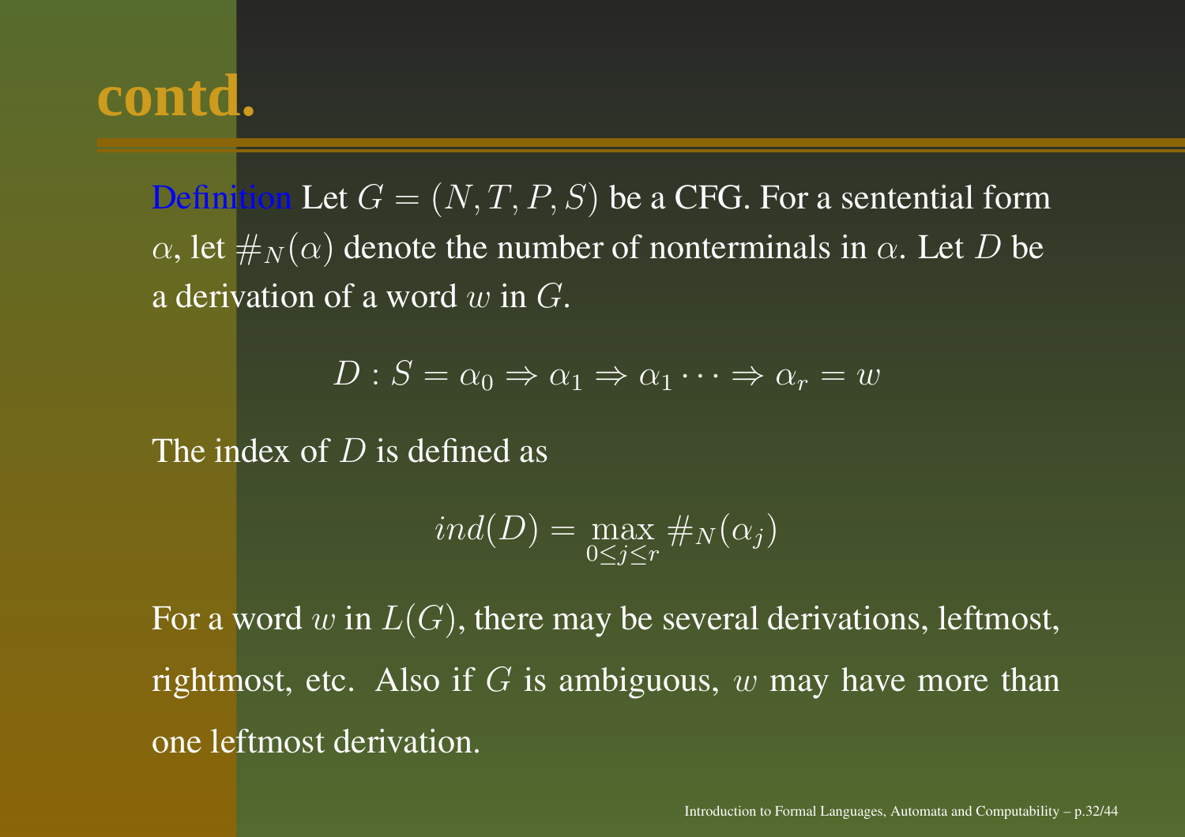# contd.

**Definition** Let $G = (N, T, P, S)$ be a CFG. For a sentential form $\alpha$, let $\#_N(\alpha)$ denote the number of nonterminals in $\alpha$. Let $D$ be a derivation of a word $w$ in $G$.

$$D : S = \alpha_0 \Rightarrow \alpha_1 \Rightarrow \alpha_1 \cdots \Rightarrow \alpha_r = w$$

The index of $D$ is defined as

$$ind(D) = \max_{0 \leq j \leq r} \#_N(\alpha_j)$$

For a word $w$ in $L(G)$, there may be several derivations, leftmost, rightmost, etc. Also if $G$ is ambiguous, $w$ may have more than one leftmost derivation.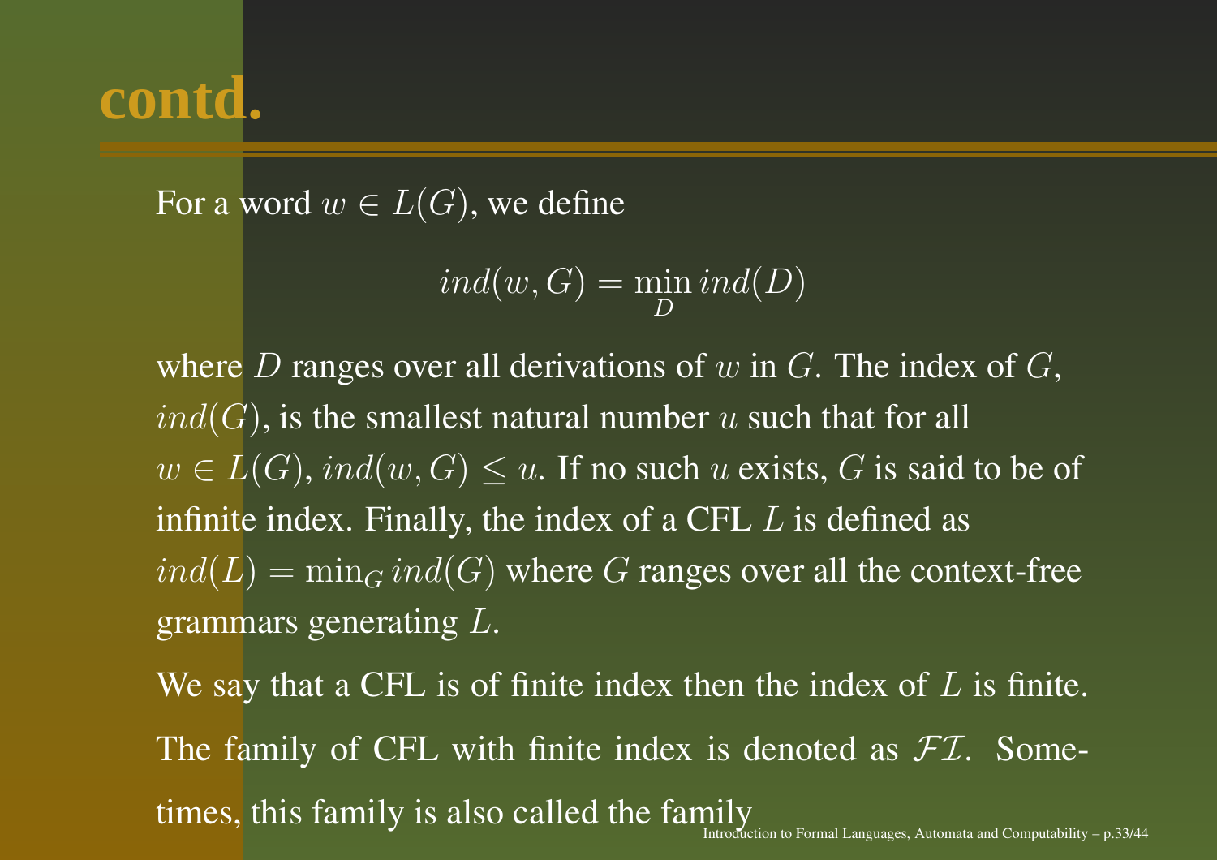# contd.

For a word $w \in L(G)$, we define

$$ind(w, G) = \min_{D} ind(D)$$

where $D$ ranges over all derivations of $w$ in $G$. The index of $G$, $ind(G)$, is the smallest natural number $u$ such that for all $w \in L(G)$, $ind(w, G) \leq u$. If no such $u$ exists, $G$ is said to be of infinite index. Finally, the index of a CFL $L$ is defined as $ind(L) = \min_G ind(G)$ where $G$ ranges over all the context-free grammars generating $L$.

We say that a CFL is of finite index then the index of $L$ is finite.

The family of CFL with finite index is denoted as $\mathcal{FI}$. Sometimes, this family is also called the family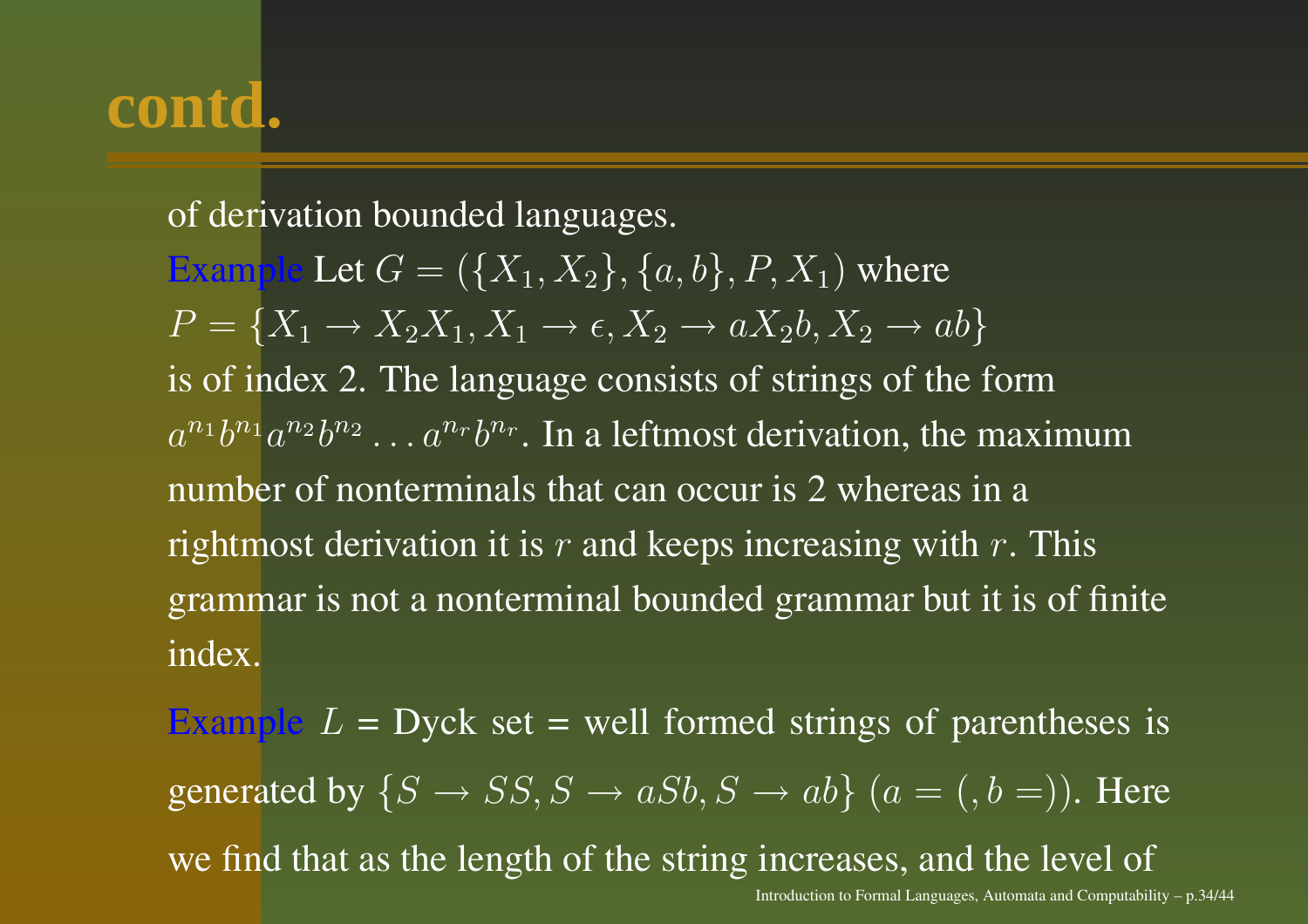# contd.

of derivation bounded languages.

Example Let $G = (\{X_1, X_2\}, \{a, b\}, P, X_1)$ where $P = \{X_1 \rightarrow X_2X_1, X_1 \rightarrow \epsilon, X_2 \rightarrow aX_2b, X_2 \rightarrow ab\}$ is of index 2. The language consists of strings of the form $a^{n_1}b^{n_1}a^{n_2}b^{n_2} \ldots a^{n_r}b^{n_r}$. In a leftmost derivation, the maximum number of nonterminals that can occur is 2 whereas in a rightmost derivation it is $r$ and keeps increasing with $r$. This grammar is not a nonterminal bounded grammar but it is of finite index.

Example $L$ = Dyck set = well formed strings of parentheses is generated by $\{S \rightarrow SS, S \rightarrow aSb, S \rightarrow ab\}$ ($a = ($, $b = )$). Here we find that as the length of the string increases, and the level of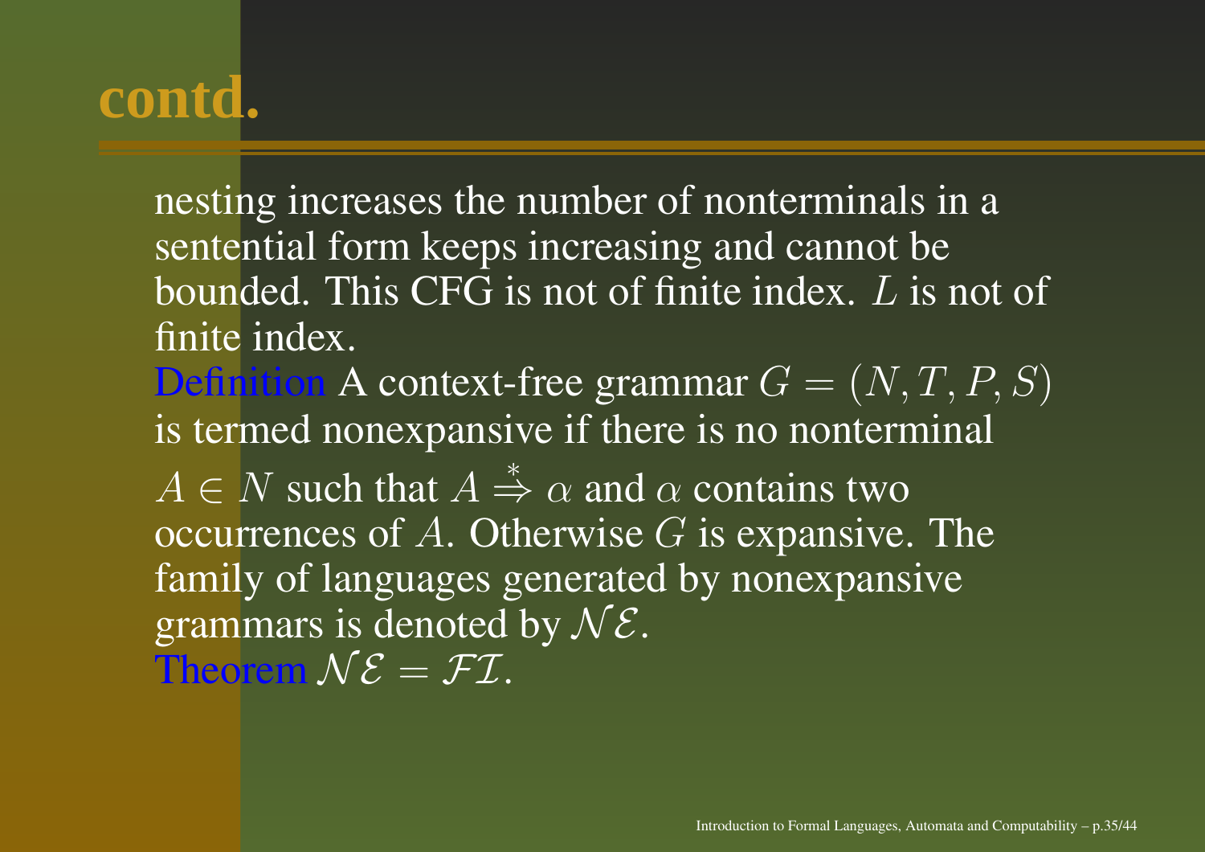# contd.

nesting increases the number of nonterminals in a sentential form keeps increasing and cannot be bounded. This CFG is not of finite index. $L$ is not of finite index.

Definition A context-free grammar $G = (N, T, P, S)$ is termed nonexpansive if there is no nonterminal $A \in N$ such that $A \stackrel{*}{\Rightarrow} \alpha$ and $\alpha$ contains two occurrences of $A$. Otherwise $G$ is expansive. The family of languages generated by nonexpansive grammars is denoted by $\mathcal{NE}$.

Theorem $\mathcal{NE} = \mathcal{FI}$.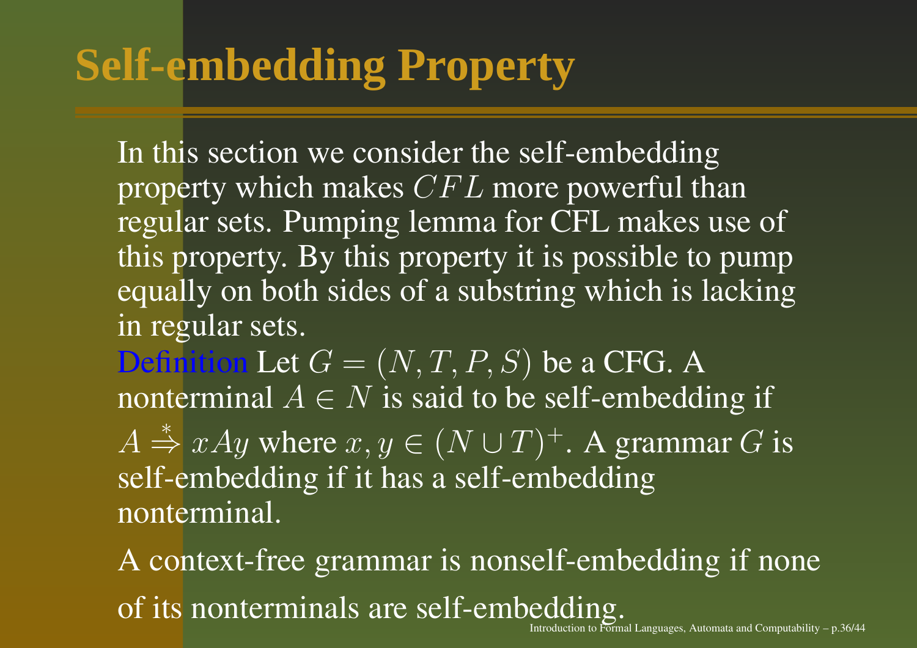# Self-embedding Property

In this section we consider the self-embedding property which makes $CFL$ more powerful than regular sets. Pumping lemma for CFL makes use of this property. By this property it is possible to pump equally on both sides of a substring which is lacking in regular sets.

Definition Let $G = (N, T, P, S)$ be a CFG. A nonterminal $A \in N$ is said to be self-embedding if $A \stackrel{*}{\Rightarrow} xAy$ where $x, y \in (N \cup T)^+$. A grammar $G$ is self-embedding if it has a self-embedding nonterminal.

A context-free grammar is nonself-embedding if none of its nonterminals are self-embedding.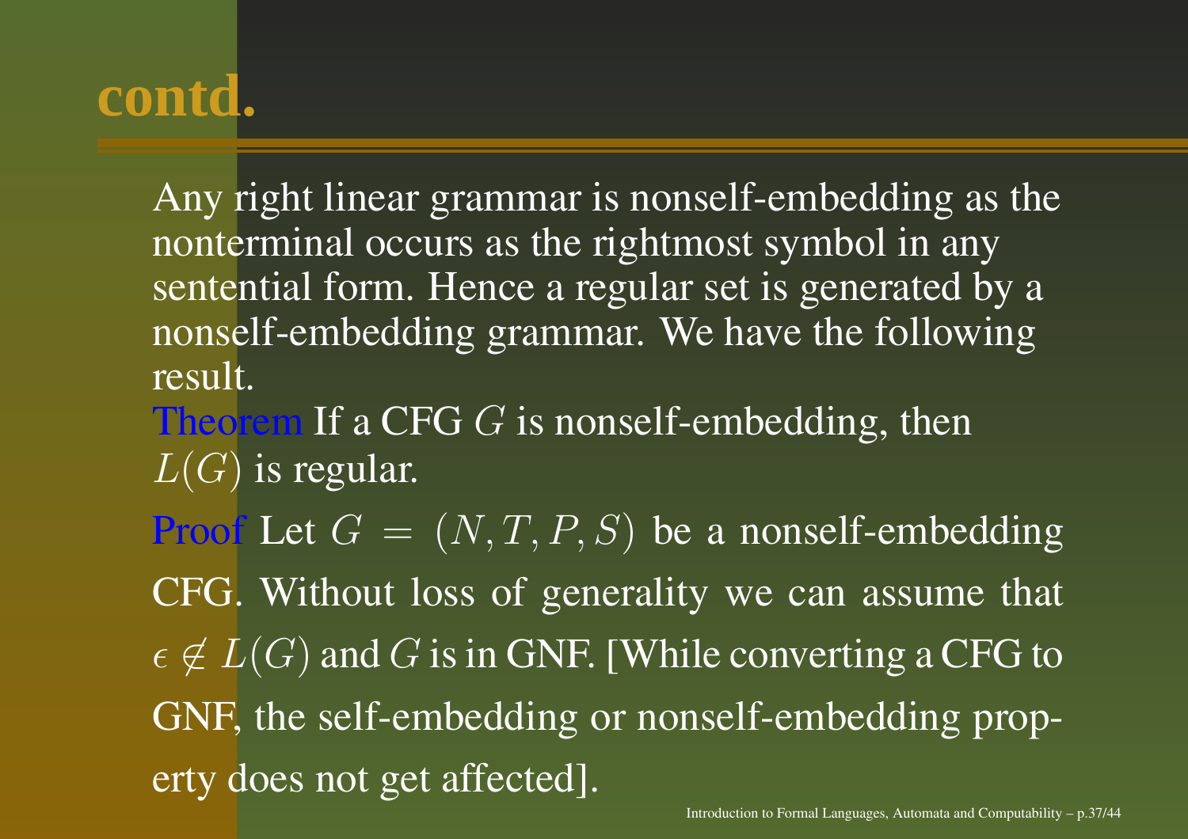# contd.

Any right linear grammar is nonself-embedding as the nonterminal occurs as the rightmost symbol in any sentential form. Hence a regular set is generated by a nonself-embedding grammar. We have the following result.

**Theorem** If a CFG $G$ is nonself-embedding, then $L(G)$ is regular.

**Proof** Let $G = (N, T, P, S)$ be a nonself-embedding CFG. Without loss of generality we can assume that $\epsilon \notin L(G)$ and $G$ is in GNF. [While converting a CFG to GNF, the self-embedding or nonself-embedding property does not get affected].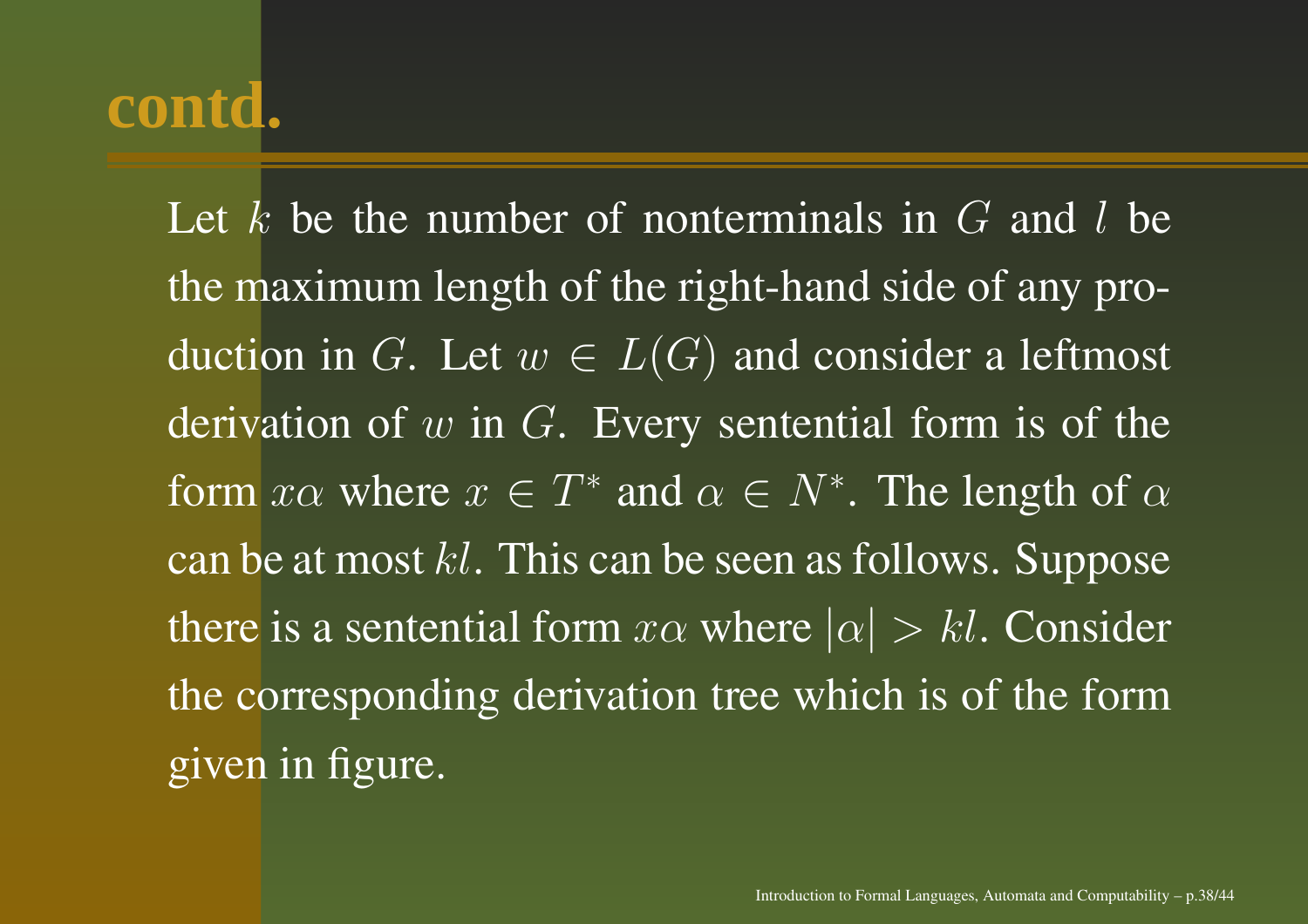# contd.

Let $k$ be the number of nonterminals in $G$ and $l$ be the maximum length of the right-hand side of any production in $G$. Let $w \in L(G)$ and consider a leftmost derivation of $w$ in $G$. Every sentential form is of the form $x\alpha$ where $x \in T^*$ and $\alpha \in N^*$. The length of $\alpha$ can be at most $kl$. This can be seen as follows. Suppose there is a sentential form $x\alpha$ where $|\alpha| > kl$. Consider the corresponding derivation tree which is of the form given in figure.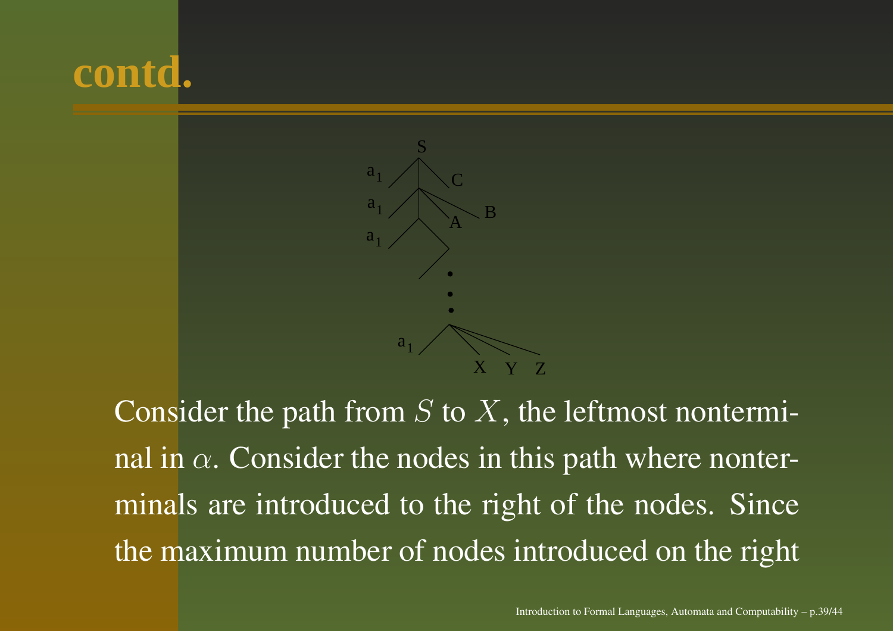# contd.

Consider the path from $S$ to $X$, the leftmost nonterminal in $\alpha$. Consider the nodes in this path where nonterminals are introduced to the right of the nodes. Since the maximum number of nodes introduced on the right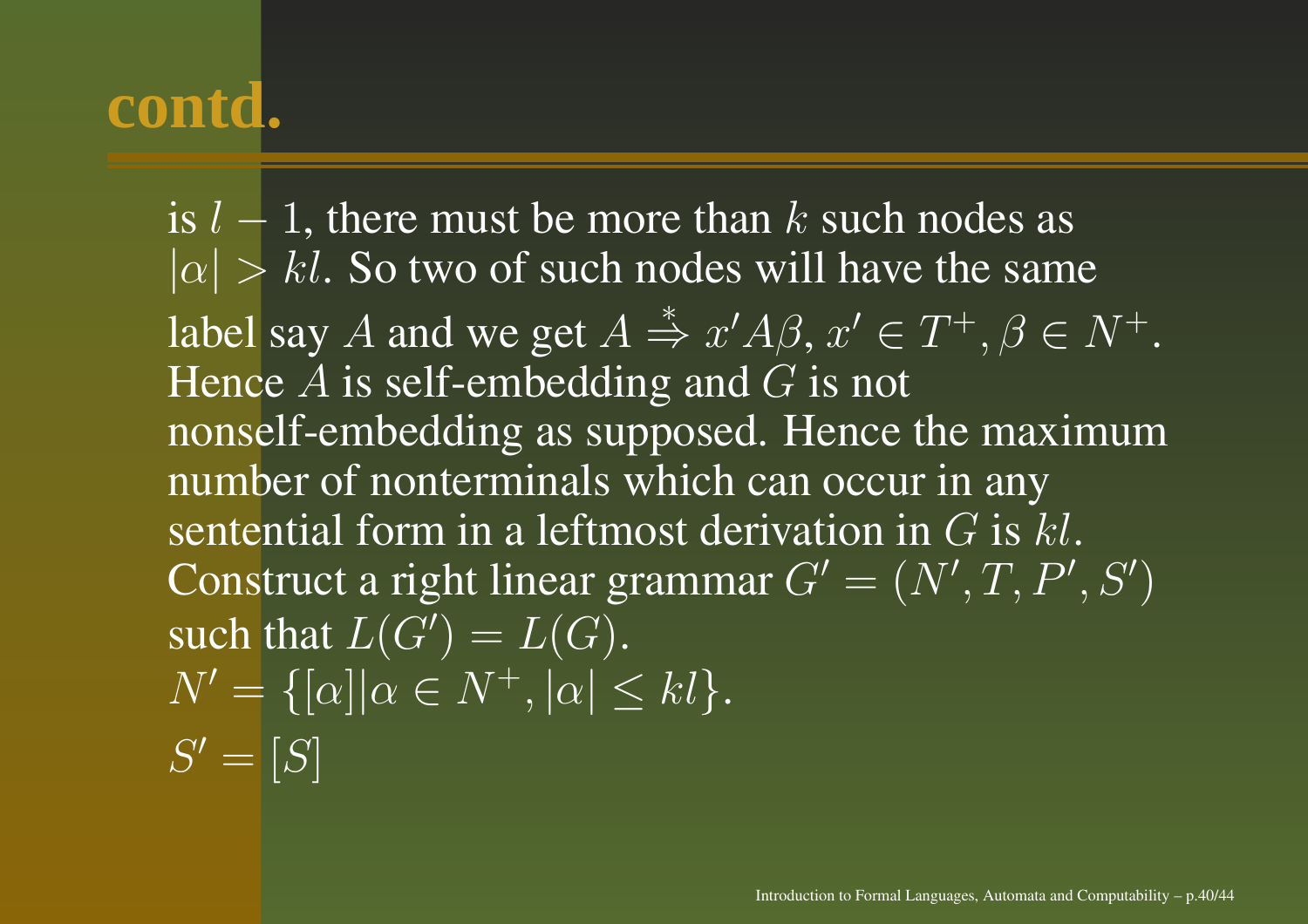# contd.

is $l - 1$, there must be more than $k$ such nodes as $|\alpha| > kl$. So two of such nodes will have the same label say $A$ and we get $A \overset{*}{\Rightarrow} x'A\beta$, $x' \in T^+, \beta \in N^+$. Hence $A$ is self-embedding and $G$ is not nonself-embedding as supposed. Hence the maximum number of nonterminals which can occur in any sentential form in a leftmost derivation in $G$ is $kl$.
Construct a right linear grammar $G' = (N', T, P', S')$ such that $L(G') = L(G)$.
$N' = \{[\alpha] | \alpha \in N^+, |\alpha| \leq kl\}$.
$S' = [S]$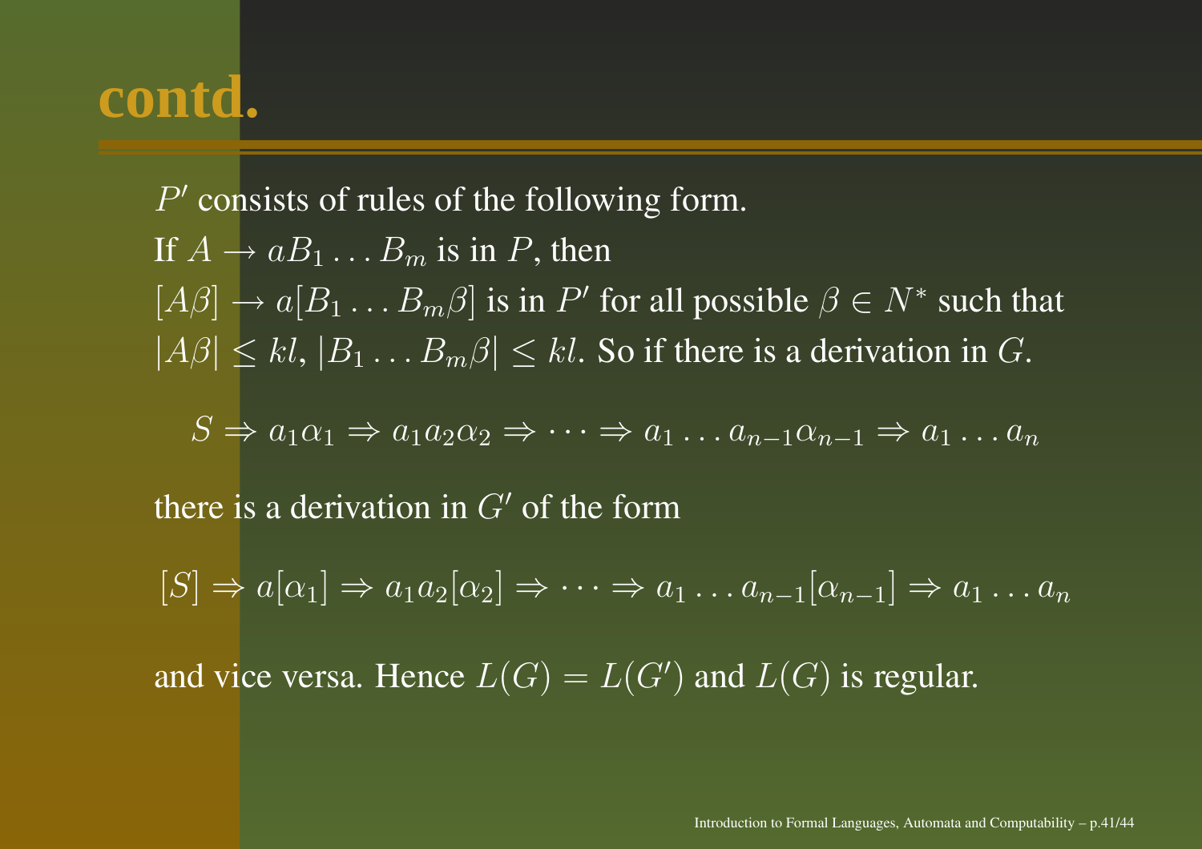# contd.

$P'$ consists of rules of the following form.
If $A \rightarrow aB_1 \ldots B_m$ is in $P$, then
$[A\beta] \rightarrow a[B_1 \ldots B_m\beta]$ is in $P'$ for all possible $\beta \in N^*$ such that $|A\beta| \leq kl$, $|B_1 \ldots B_m\beta| \leq kl$. So if there is a derivation in $G$.

$$S \Rightarrow a_1\alpha_1 \Rightarrow a_1a_2\alpha_2 \Rightarrow \cdots \Rightarrow a_1 \ldots a_{n-1}\alpha_{n-1} \Rightarrow a_1 \ldots a_n$$

there is a derivation in $G'$ of the form

$$[S] \Rightarrow a[\alpha_1] \Rightarrow a_1a_2[\alpha_2] \Rightarrow \cdots \Rightarrow a_1 \ldots a_{n-1}[\alpha_{n-1}] \Rightarrow a_1 \ldots a_n$$

and vice versa. Hence $L(G) = L(G')$ and $L(G)$ is regular.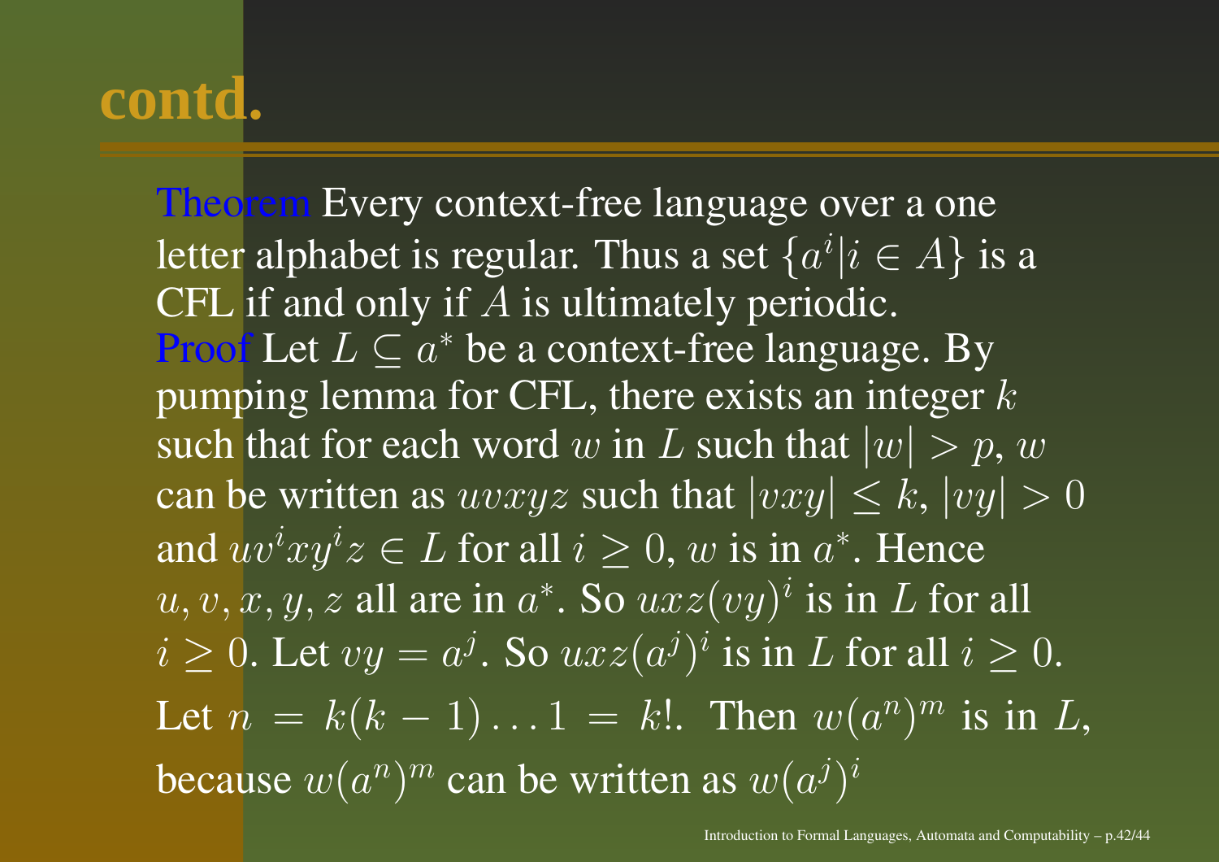# contd.

**Theorem** Every context-free language over a one letter alphabet is regular. Thus a set $\{a^i | i \in A\}$ is a CFL if and only if $A$ is ultimately periodic.

**Proof** Let $L \subseteq a^*$ be a context-free language. By pumping lemma for CFL, there exists an integer $k$ such that for each word $w$ in $L$ such that $|w| > p$, $w$ can be written as $uvxyz$ such that $|vxy| \leq k$, $|vy| > 0$ and $uv^ixy^iz \in L$ for all $i \geq 0$, $w$ is in $a^*$. Hence $u, v, x, y, z$ all are in $a^*$. So $uxz(vy)^i$ is in $L$ for all $i \geq 0$. Let $vy = a^j$. So $uxz(a^j)^i$ is in $L$ for all $i \geq 0$. Let $n = k(k-1)\ldots 1 = k!$. Then $w(a^n)^m$ is in $L$, because $w(a^n)^m$ can be written as $w(a^j)^i$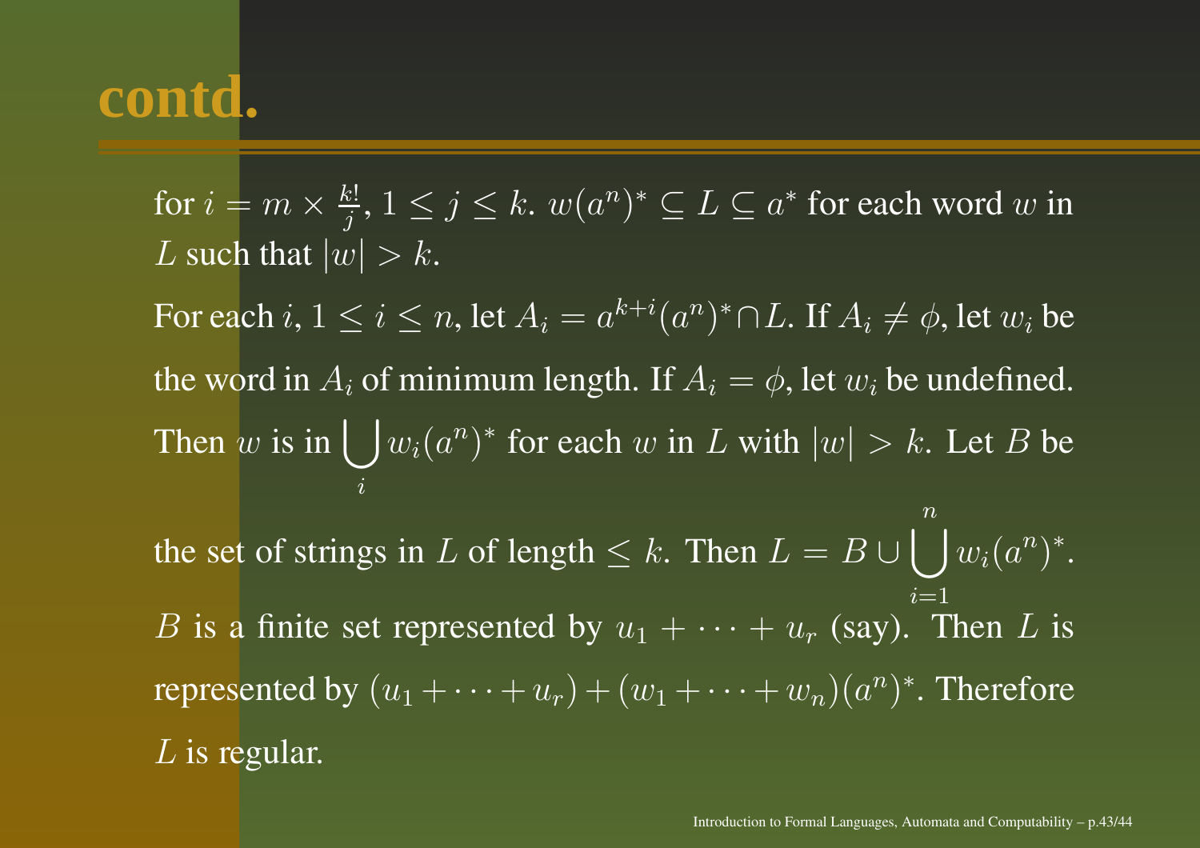# contd.

for $i = m \times \frac{k!}{j}$, $1 \leq j \leq k$. $w(a^n)^* \subseteq L \subseteq a^*$ for each word $w$ in $L$ such that $|w| > k$.

For each $i$, $1 \leq i \leq n$, let $A_i = a^{k+i}(a^n)^* \cap L$. If $A_i \neq \phi$, let $w_i$ be the word in $A_i$ of minimum length. If $A_i = \phi$, let $w_i$ be undefined. Then $w$ is in $\bigcup_i w_i(a^n)^*$ for each $w$ in $L$ with $|w| > k$. Let $B$ be the set of strings in $L$ of length $\leq k$. Then $L = B \cup \bigcup_{i=1}^{n} w_i(a^n)^*$.

$B$ is a finite set represented by $u_1 + \cdots + u_r$ (say). Then $L$ is represented by $(u_1 + \cdots + u_r) + (w_1 + \cdots + w_n)(a^n)^*$. Therefore $L$ is regular.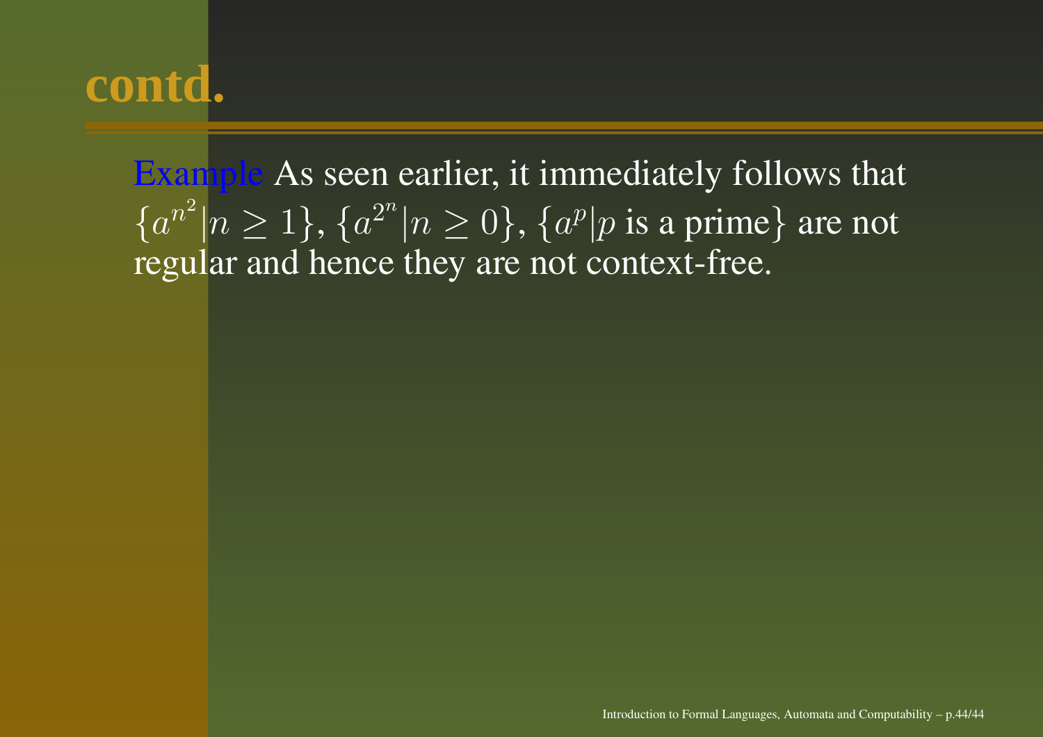# contd.

**Example** As seen earlier, it immediately follows that $\{a^{n^2} | n \geq 1\}$, $\{a^{2^n} | n \geq 0\}$, $\{a^p | p$ is a prime$\}$ are not regular and hence they are not context-free.